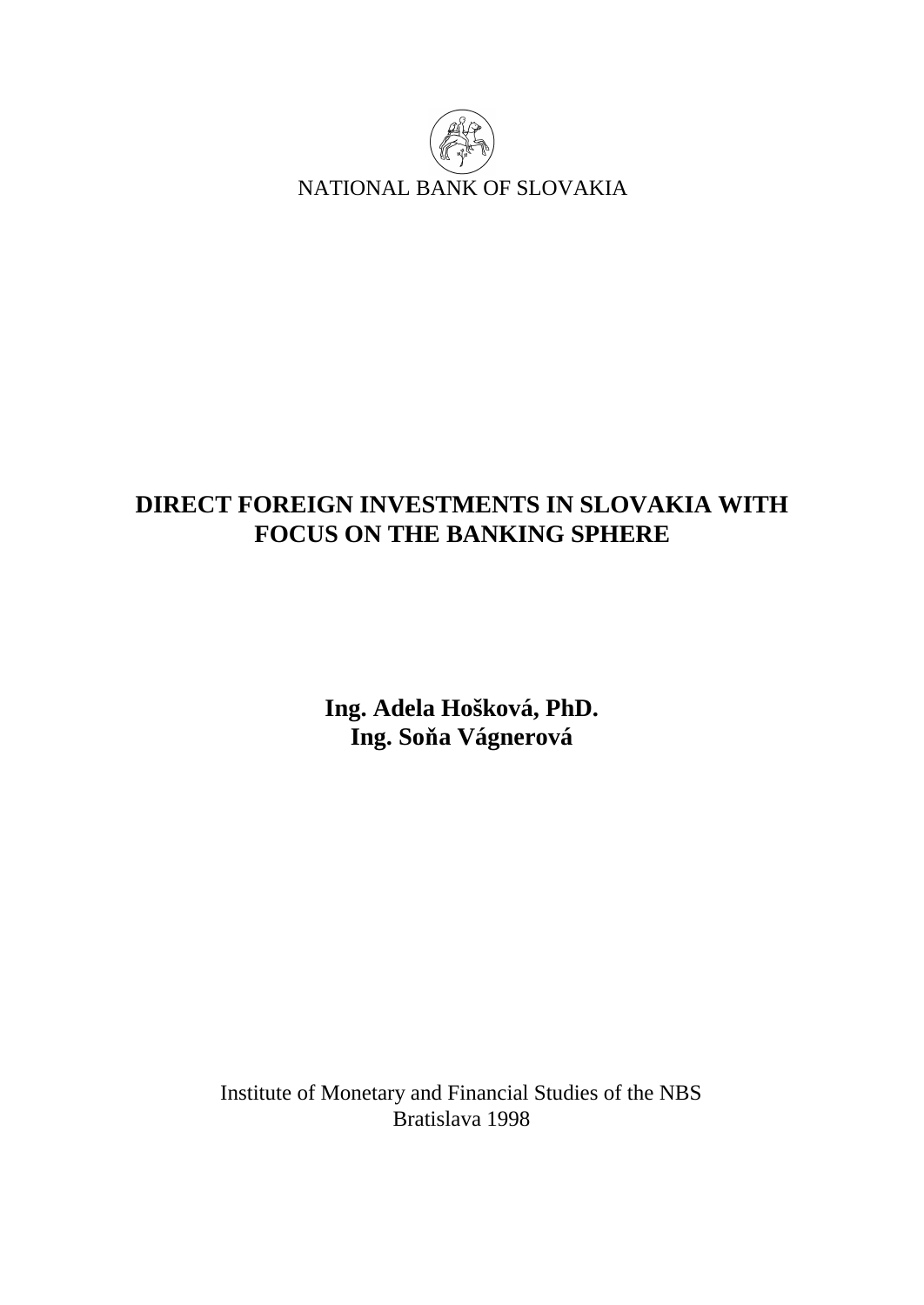NATIONAL BANK OF SLOVAKIA

# DIRECT FOREIGN INVESTMENTS IN SLOVAKIA WITH FOCUS ON THE BANKING SPHERE

**Ing. Adela Hošková, PhD.**
**Ing. Soňa Vágnerová**

Institute of Monetary and Financial Studies of the NBS
Bratislava 1998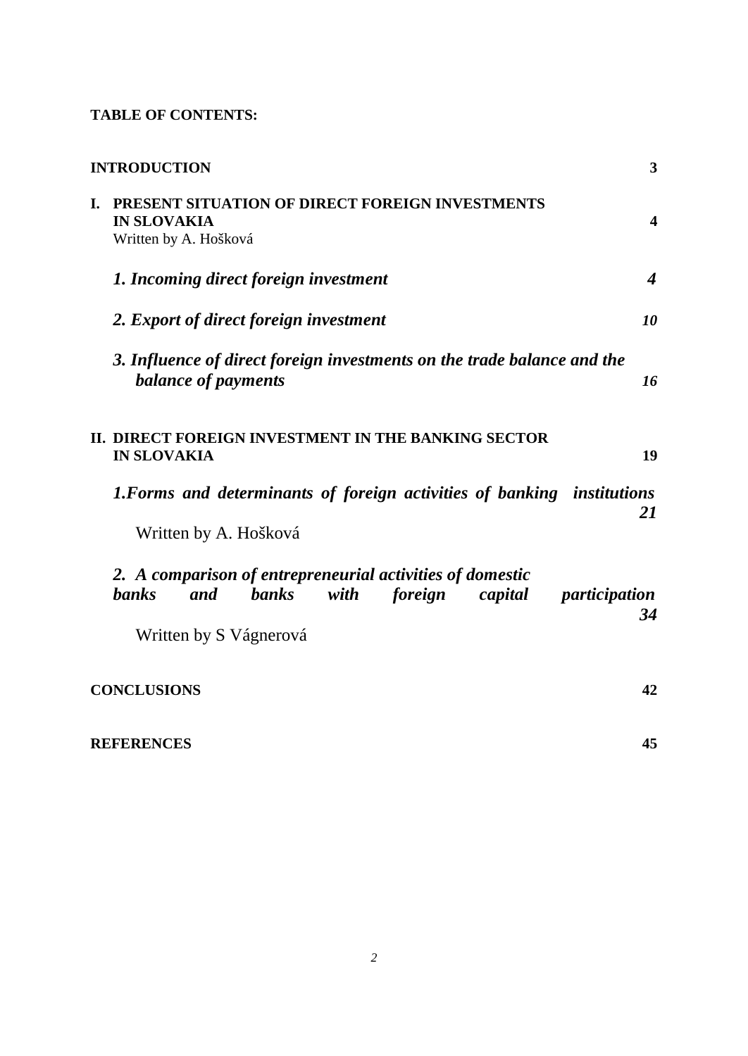**TABLE OF CONTENTS:**

| | |
|---|---|
| **INTRODUCTION** | **3** |
| **I. PRESENT SITUATION OF DIRECT FOREIGN INVESTMENTS IN SLOVAKIA**<br>Written by A. Hošková | **4** |
| ***1. Incoming direct foreign investment*** | ***4*** |
| ***2. Export of direct foreign investment*** | ***10*** |
| ***3. Influence of direct foreign investments on the trade balance and the balance of payments*** | ***16*** |
| **II. DIRECT FOREIGN INVESTMENT IN THE BANKING SECTOR IN SLOVAKIA** | **19** |
| ***1.Forms and determinants of foreign activities of banking institutions***<br>Written by A. Hošková | ***21*** |
| ***2. A comparison of entrepreneurial activities of domestic banks and banks with foreign capital participation***<br>Written by S Vágnerová | ***34*** |
| **CONCLUSIONS** | **42** |
| **REFERENCES** | **45** |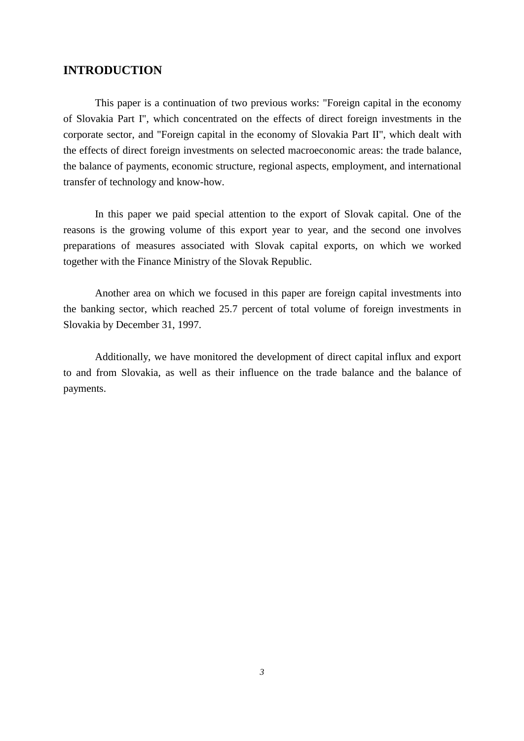# INTRODUCTION

This paper is a continuation of two previous works: "Foreign capital in the economy of Slovakia Part I", which concentrated on the effects of direct foreign investments in the corporate sector, and "Foreign capital in the economy of Slovakia Part II", which dealt with the effects of direct foreign investments on selected macroeconomic areas: the trade balance, the balance of payments, economic structure, regional aspects, employment, and international transfer of technology and know-how.

In this paper we paid special attention to the export of Slovak capital. One of the reasons is the growing volume of this export year to year, and the second one involves preparations of measures associated with Slovak capital exports, on which we worked together with the Finance Ministry of the Slovak Republic.

Another area on which we focused in this paper are foreign capital investments into the banking sector, which reached 25.7 percent of total volume of foreign investments in Slovakia by December 31, 1997.

Additionally, we have monitored the development of direct capital influx and export to and from Slovakia, as well as their influence on the trade balance and the balance of payments.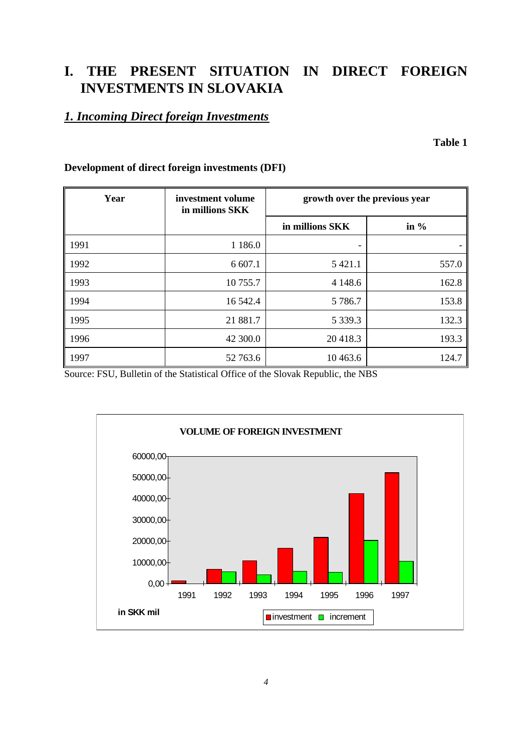# I. THE PRESENT SITUATION IN DIRECT FOREIGN INVESTMENTS IN SLOVAKIA

## *1. Incoming Direct foreign Investments*

**Table 1**

**Development of direct foreign investments (DFI)**

| Year | investment volume in millions SKK | growth over the previous year | |
|---|---|---|---|
| | | in millions SKK | in % |
| 1991 | 1 186.0 | - | - |
| 1992 | 6 607.1 | 5 421.1 | 557.0 |
| 1993 | 10 755.7 | 4 148.6 | 162.8 |
| 1994 | 16 542.4 | 5 786.7 | 153.8 |
| 1995 | 21 881.7 | 5 339.3 | 132.3 |
| 1996 | 42 300.0 | 20 418.3 | 193.3 |
| 1997 | 52 763.6 | 10 463.6 | 124.7 |

Source: FSU, Bulletin of the Statistical Office of the Slovak Republic, the NBS

**VOLUME OF FOREIGN INVESTMENT**

in SKK mil

investment / increment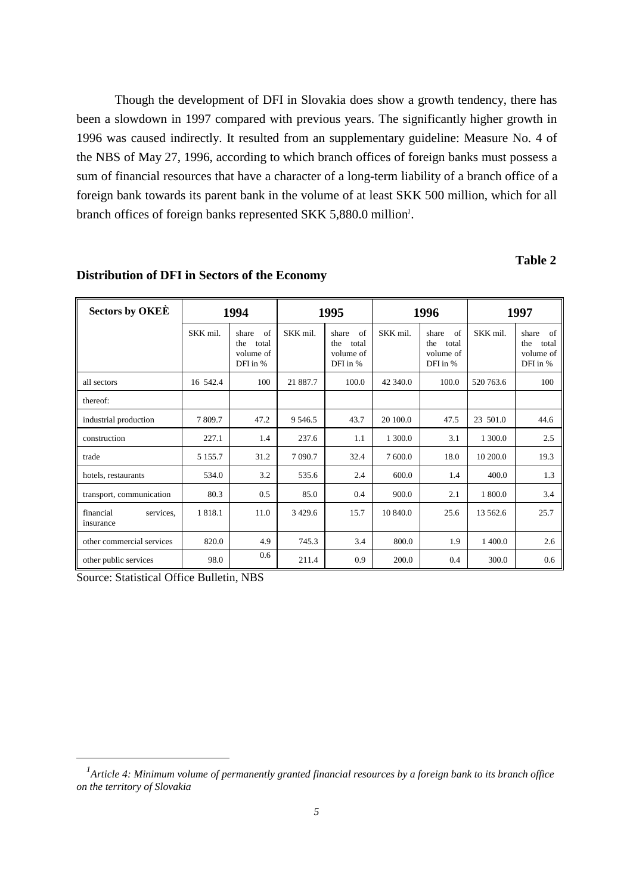Though the development of DFI in Slovakia does show a growth tendency, there has been a slowdown in 1997 compared with previous years. The significantly higher growth in 1996 was caused indirectly. It resulted from an supplementary guideline: Measure No. 4 of the NBS of May 27, 1996, according to which branch offices of foreign banks must possess a sum of financial resources that have a character of a long-term liability of a branch office of a foreign bank towards its parent bank in the volume of at least SKK 500 million, which for all branch offices of foreign banks represented SKK 5,880.0 million[1].

**Table 2**

**Distribution of DFI in Sectors of the Economy**

| Sectors by OKEÈ | 1994 | | 1995 | | 1996 | | 1997 | |
|---|---|---|---|---|---|---|---|---|
| | SKK mil. | share of the total volume of DFI in % | SKK mil. | share of the total volume of DFI in % | SKK mil. | share of the total volume of DFI in % | SKK mil. | share of the total volume of DFI in % |
| all sectors | 16 542.4 | 100 | 21 887.7 | 100.0 | 42 340.0 | 100.0 | 520 763.6 | 100 |
| thereof: | | | | | | | | |
| industrial production | 7 809.7 | 47.2 | 9 546.5 | 43.7 | 20 100.0 | 47.5 | 23 501.0 | 44.6 |
| construction | 227.1 | 1.4 | 237.6 | 1.1 | 1 300.0 | 3.1 | 1 300.0 | 2.5 |
| trade | 5 155.7 | 31.2 | 7 090.7 | 32.4 | 7 600.0 | 18.0 | 10 200.0 | 19.3 |
| hotels, restaurants | 534.0 | 3.2 | 535.6 | 2.4 | 600.0 | 1.4 | 400.0 | 1.3 |
| transport, communication | 80.3 | 0.5 | 85.0 | 0.4 | 900.0 | 2.1 | 1 800.0 | 3.4 |
| financial services, insurance | 1 818.1 | 11.0 | 3 429.6 | 15.7 | 10 840.0 | 25.6 | 13 562.6 | 25.7 |
| other commercial services | 820.0 | 4.9 | 745.3 | 3.4 | 800.0 | 1.9 | 1 400.0 | 2.6 |
| other public services | 98.0 | 0.6 | 211.4 | 0.9 | 200.0 | 0.4 | 300.0 | 0.6 |

Source: Statistical Office Bulletin, NBS

---

[1] *Article 4: Minimum volume of permanently granted financial resources by a foreign bank to its branch office on the territory of Slovakia*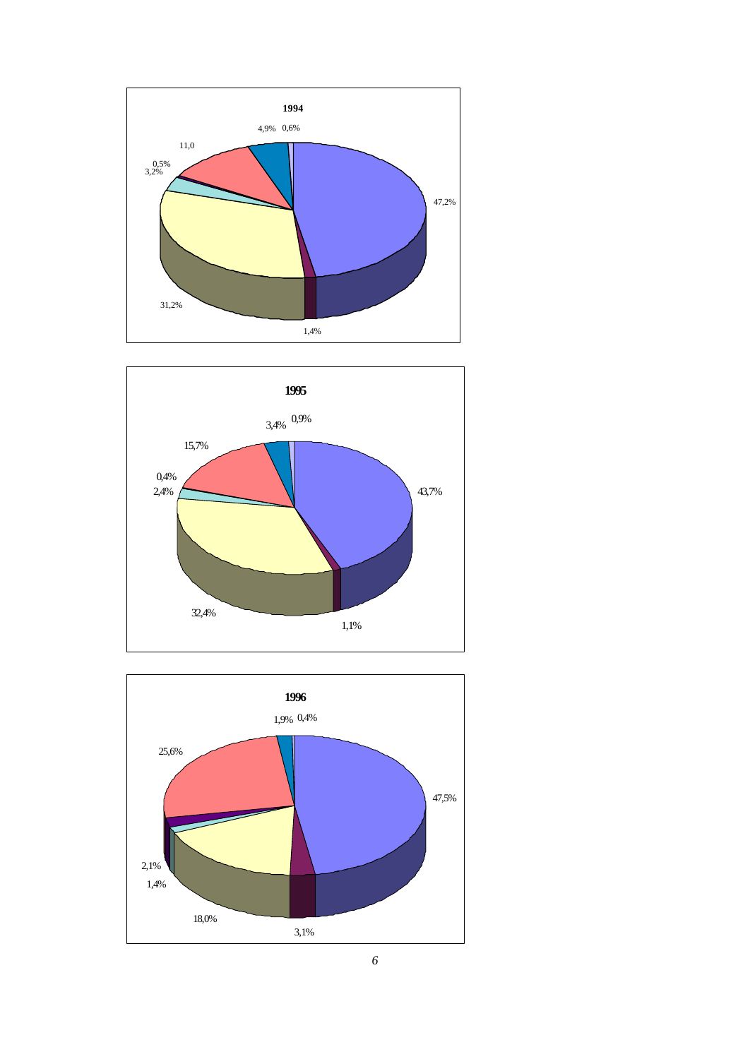**1994**

4,9% 0,6%

11,0

0,5%
3,2%

47,2%

31,2%

1,4%

**1995**

3,4% 0,9%

15,7%

0,4%
2,4%

43,7%

32,4%

1,1%

**1996**

1,9% 0,4%

25,6%

47,5%

2,1%

1,4%

18,0%

3,1%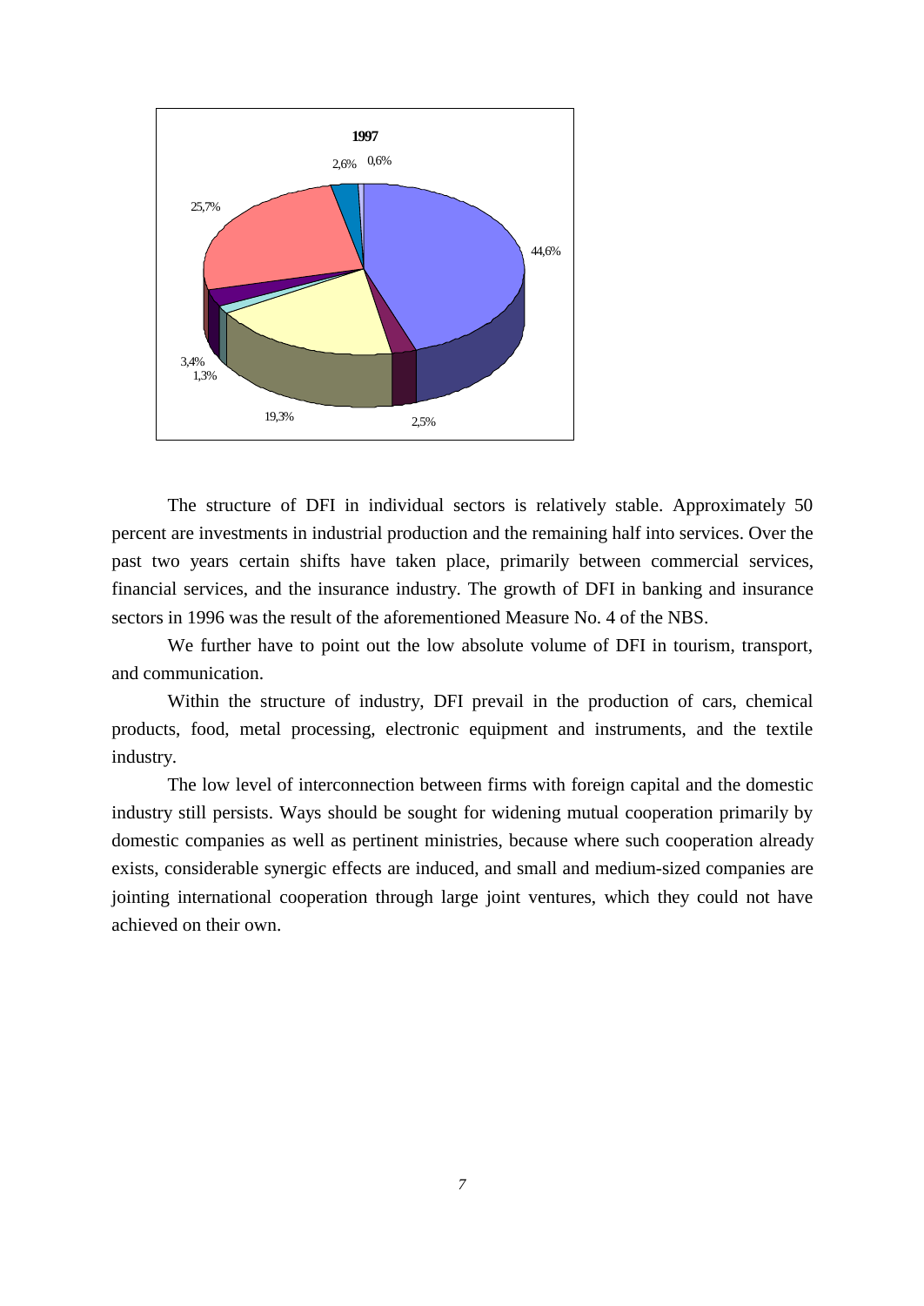**1997**

2,6% 0,6%

25,7%

44,6%

3,4%
1,3%

19,3%

2,5%

The structure of DFI in individual sectors is relatively stable. Approximately 50 percent are investments in industrial production and the remaining half into services. Over the past two years certain shifts have taken place, primarily between commercial services, financial services, and the insurance industry. The growth of DFI in banking and insurance sectors in 1996 was the result of the aforementioned Measure No. 4 of the NBS.

We further have to point out the low absolute volume of DFI in tourism, transport, and communication.

Within the structure of industry, DFI prevail in the production of cars, chemical products, food, metal processing, electronic equipment and instruments, and the textile industry.

The low level of interconnection between firms with foreign capital and the domestic industry still persists. Ways should be sought for widening mutual cooperation primarily by domestic companies as well as pertinent ministries, because where such cooperation already exists, considerable synergic effects are induced, and small and medium-sized companies are jointing international cooperation through large joint ventures, which they could not have achieved on their own.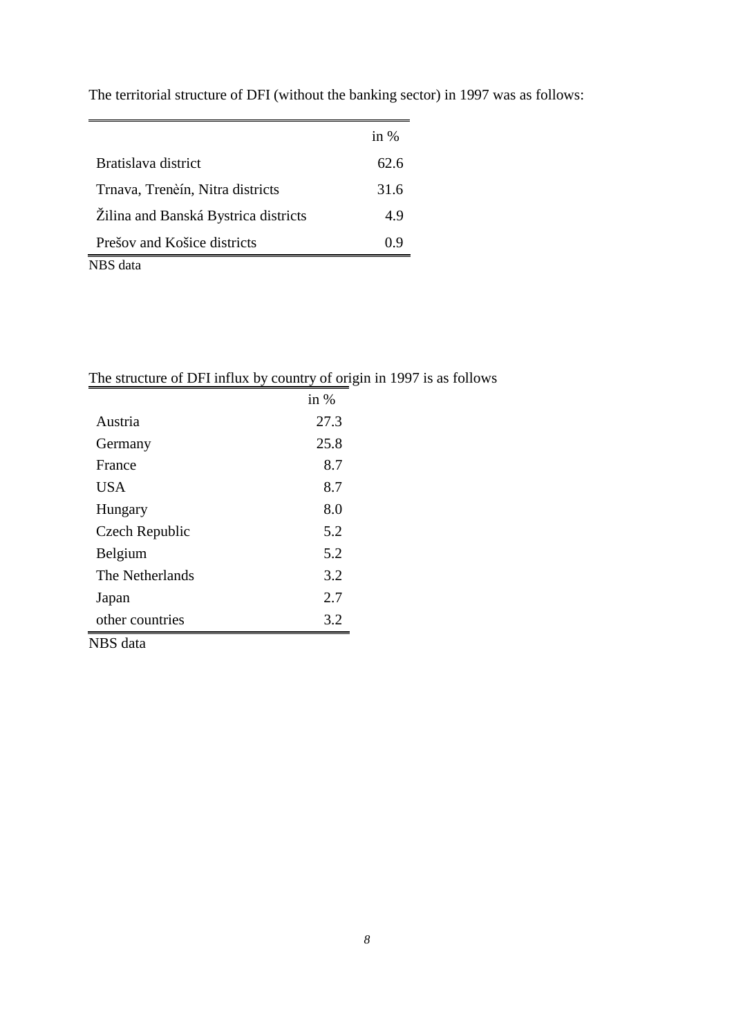The territorial structure of DFI (without the banking sector) in 1997 was as follows:

| | in % |
|---|---|
| Bratislava district | 62.6 |
| Trnava, Trenčín, Nitra districts | 31.6 |
| Žilina and Banská Bystrica districts | 4.9 |
| Prešov and Košice districts | 0.9 |

NBS data

The structure of DFI influx by country of origin in 1997 is as follows

| | in % |
|---|---|
| Austria | 27.3 |
| Germany | 25.8 |
| France | 8.7 |
| USA | 8.7 |
| Hungary | 8.0 |
| Czech Republic | 5.2 |
| Belgium | 5.2 |
| The Netherlands | 3.2 |
| Japan | 2.7 |
| other countries | 3.2 |

NBS data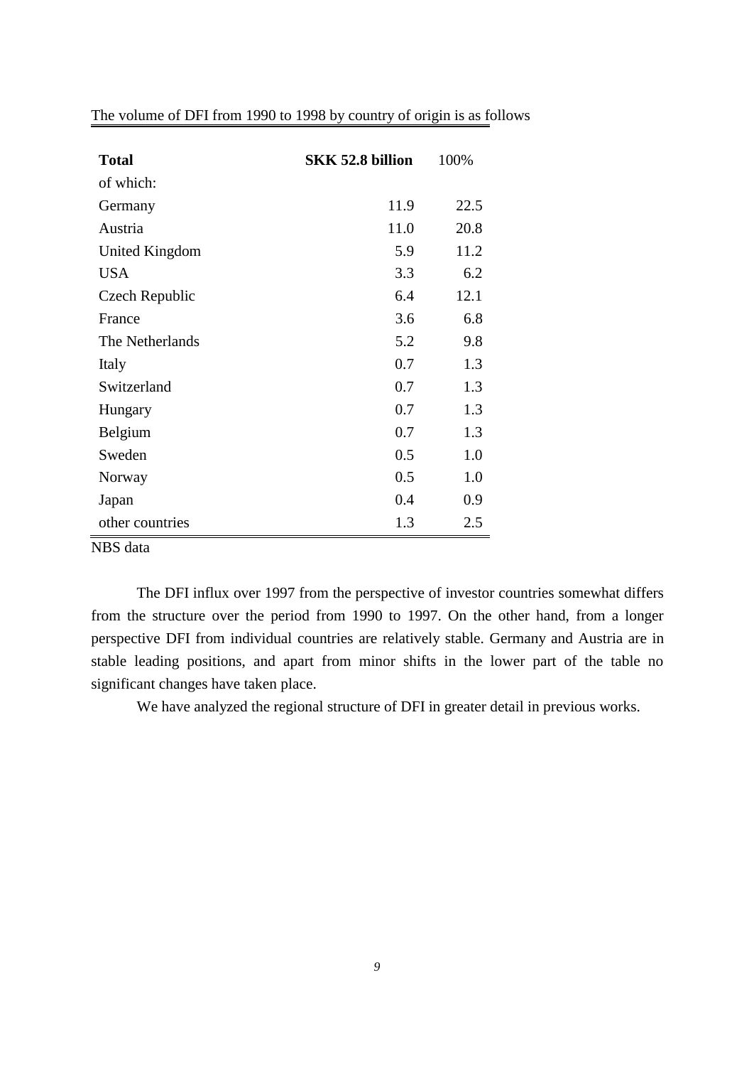The volume of DFI from 1990 to 1998 by country of origin is as follows

| **Total** | **SKK 52.8 billion** | 100% |
|---|---|---|
| of which: | | |
| Germany | 11.9 | 22.5 |
| Austria | 11.0 | 20.8 |
| United Kingdom | 5.9 | 11.2 |
| USA | 3.3 | 6.2 |
| Czech Republic | 6.4 | 12.1 |
| France | 3.6 | 6.8 |
| The Netherlands | 5.2 | 9.8 |
| Italy | 0.7 | 1.3 |
| Switzerland | 0.7 | 1.3 |
| Hungary | 0.7 | 1.3 |
| Belgium | 0.7 | 1.3 |
| Sweden | 0.5 | 1.0 |
| Norway | 0.5 | 1.0 |
| Japan | 0.4 | 0.9 |
| other countries | 1.3 | 2.5 |

NBS data

The DFI influx over 1997 from the perspective of investor countries somewhat differs from the structure over the period from 1990 to 1997. On the other hand, from a longer perspective DFI from individual countries are relatively stable. Germany and Austria are in stable leading positions, and apart from minor shifts in the lower part of the table no significant changes have taken place.

We have analyzed the regional structure of DFI in greater detail in previous works.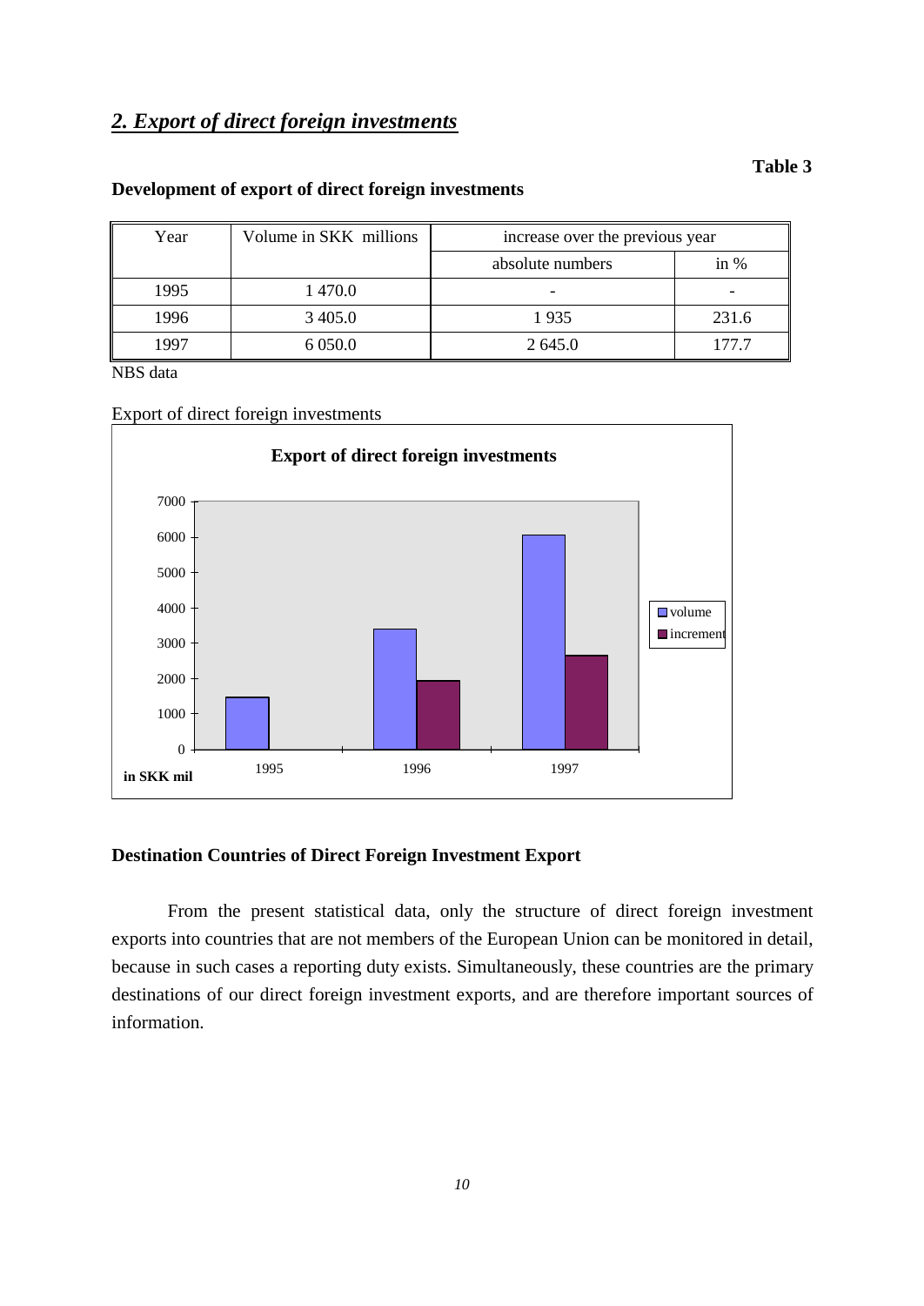## *2. Export of direct foreign investments*

**Table 3**

**Development of export of direct foreign investments**

| Year | Volume in SKK millions | increase over the previous year | |
|---|---|---|---|
| | | absolute numbers | in % |
| 1995 | 1 470.0 | - | - |
| 1996 | 3 405.0 | 1 935 | 231.6 |
| 1997 | 6 050.0 | 2 645.0 | 177.7 |

NBS data

Export of direct foreign investments

**Export of direct foreign investments**

| in SKK mil | volume | increment |
|---|---|---|
| 1995 | 1470 | |
| 1996 | 3405 | 1935 |
| 1997 | 6050 | 2645 |

**Destination Countries of Direct Foreign Investment Export**

From the present statistical data, only the structure of direct foreign investment exports into countries that are not members of the European Union can be monitored in detail, because in such cases a reporting duty exists. Simultaneously, these countries are the primary destinations of our direct foreign investment exports, and are therefore important sources of information.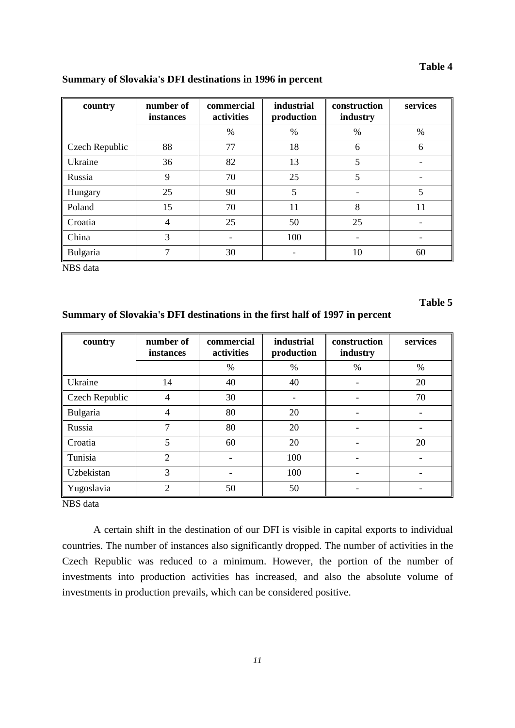**Table 4**

**Summary of Slovakia's DFI destinations in 1996 in percent**

| country | number of instances | commercial activities | industrial production | construction industry | services |
|---|---|---|---|---|---|
| | | % | % | % | % |
| Czech Republic | 88 | 77 | 18 | 6 | 6 |
| Ukraine | 36 | 82 | 13 | 5 | - |
| Russia | 9 | 70 | 25 | 5 | - |
| Hungary | 25 | 90 | 5 | - | 5 |
| Poland | 15 | 70 | 11 | 8 | 11 |
| Croatia | 4 | 25 | 50 | 25 | - |
| China | 3 | - | 100 | - | - |
| Bulgaria | 7 | 30 | - | 10 | 60 |

NBS data

**Table 5**

**Summary of Slovakia's DFI destinations in the first half of 1997 in percent**

| country | number of instances | commercial activities | industrial production | construction industry | services |
|---|---|---|---|---|---|
| | | % | % | % | % |
| Ukraine | 14 | 40 | 40 | - | 20 |
| Czech Republic | 4 | 30 | - | - | 70 |
| Bulgaria | 4 | 80 | 20 | - | - |
| Russia | 7 | 80 | 20 | - | - |
| Croatia | 5 | 60 | 20 | - | 20 |
| Tunisia | 2 | - | 100 | - | - |
| Uzbekistan | 3 | - | 100 | - | - |
| Yugoslavia | 2 | 50 | 50 | - | - |

NBS data

A certain shift in the destination of our DFI is visible in capital exports to individual countries. The number of instances also significantly dropped. The number of activities in the Czech Republic was reduced to a minimum. However, the portion of the number of investments into production activities has increased, and also the absolute volume of investments in production prevails, which can be considered positive.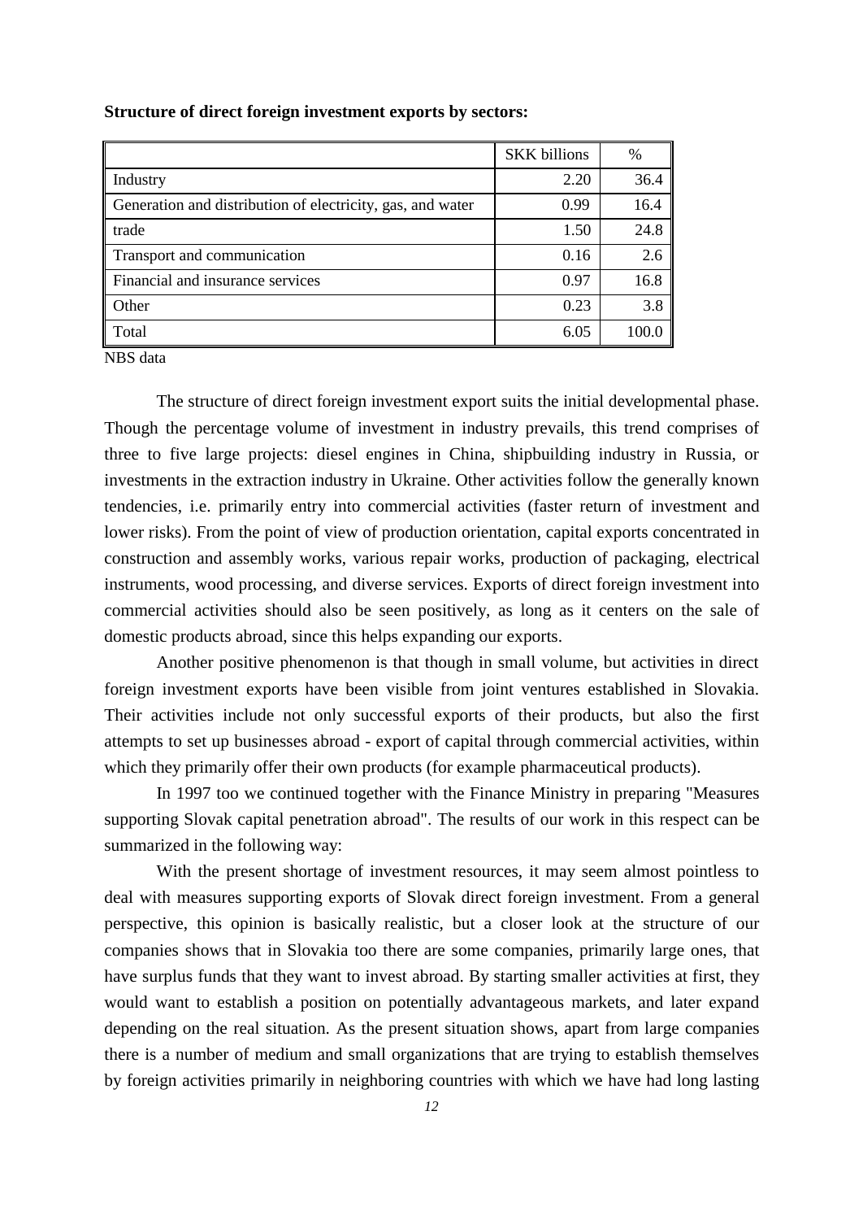**Structure of direct foreign investment exports by sectors:**

| | SKK billions | % |
|---|---|---|
| Industry | 2.20 | 36.4 |
| Generation and distribution of electricity, gas, and water | 0.99 | 16.4 |
| trade | 1.50 | 24.8 |
| Transport and communication | 0.16 | 2.6 |
| Financial and insurance services | 0.97 | 16.8 |
| Other | 0.23 | 3.8 |
| Total | 6.05 | 100.0 |

NBS data

The structure of direct foreign investment export suits the initial developmental phase. Though the percentage volume of investment in industry prevails, this trend comprises of three to five large projects: diesel engines in China, shipbuilding industry in Russia, or investments in the extraction industry in Ukraine. Other activities follow the generally known tendencies, i.e. primarily entry into commercial activities (faster return of investment and lower risks). From the point of view of production orientation, capital exports concentrated in construction and assembly works, various repair works, production of packaging, electrical instruments, wood processing, and diverse services. Exports of direct foreign investment into commercial activities should also be seen positively, as long as it centers on the sale of domestic products abroad, since this helps expanding our exports.

Another positive phenomenon is that though in small volume, but activities in direct foreign investment exports have been visible from joint ventures established in Slovakia. Their activities include not only successful exports of their products, but also the first attempts to set up businesses abroad - export of capital through commercial activities, within which they primarily offer their own products (for example pharmaceutical products).

In 1997 too we continued together with the Finance Ministry in preparing "Measures supporting Slovak capital penetration abroad". The results of our work in this respect can be summarized in the following way:

With the present shortage of investment resources, it may seem almost pointless to deal with measures supporting exports of Slovak direct foreign investment. From a general perspective, this opinion is basically realistic, but a closer look at the structure of our companies shows that in Slovakia too there are some companies, primarily large ones, that have surplus funds that they want to invest abroad. By starting smaller activities at first, they would want to establish a position on potentially advantageous markets, and later expand depending on the real situation. As the present situation shows, apart from large companies there is a number of medium and small organizations that are trying to establish themselves by foreign activities primarily in neighboring countries with which we have had long lasting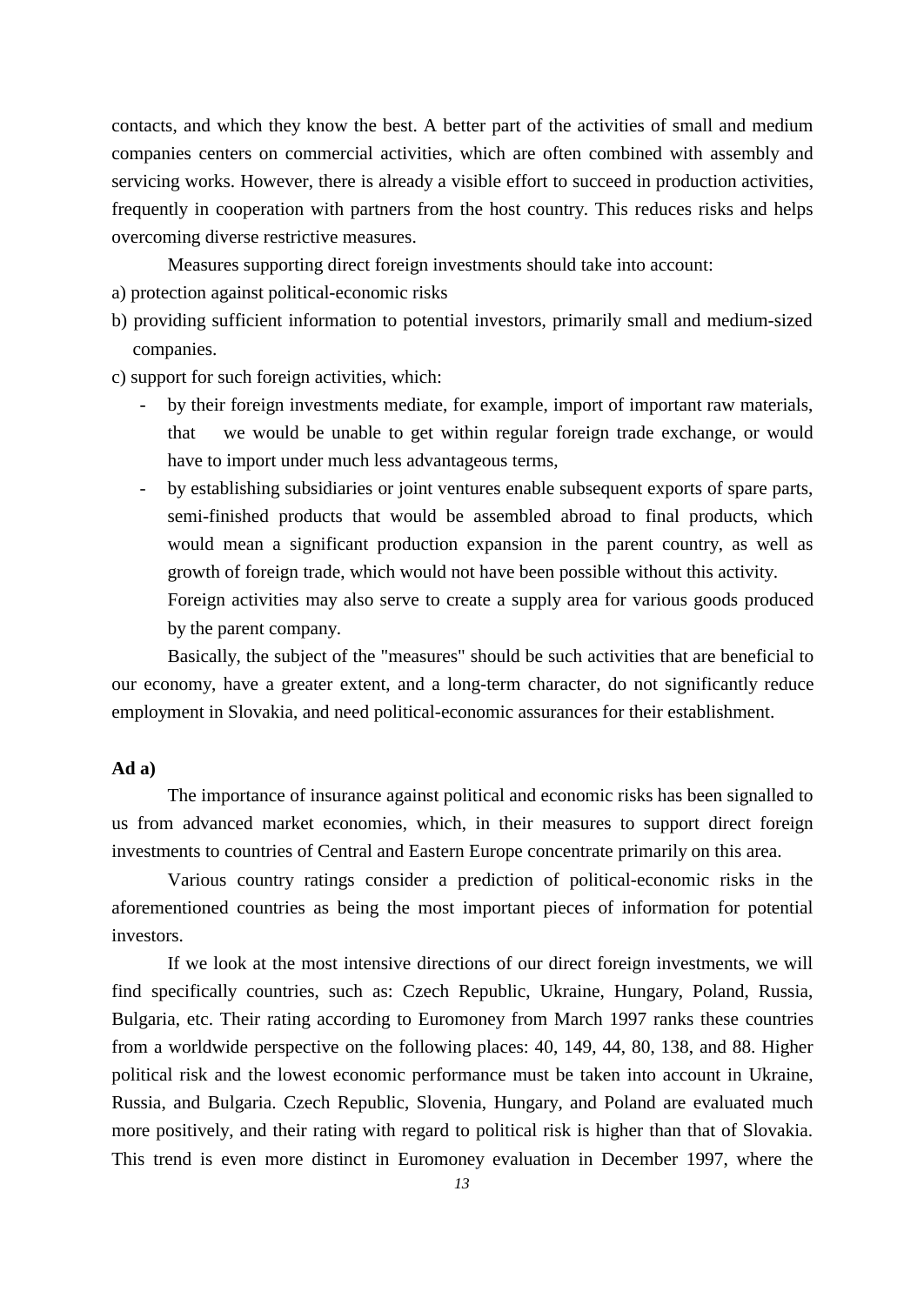contacts, and which they know the best. A better part of the activities of small and medium companies centers on commercial activities, which are often combined with assembly and servicing works. However, there is already a visible effort to succeed in production activities, frequently in cooperation with partners from the host country. This reduces risks and helps overcoming diverse restrictive measures.

Measures supporting direct foreign investments should take into account:

a) protection against political-economic risks

b) providing sufficient information to potential investors, primarily small and medium-sized companies.

c) support for such foreign activities, which:

- by their foreign investments mediate, for example, import of important raw materials, that we would be unable to get within regular foreign trade exchange, or would have to import under much less advantageous terms,
- by establishing subsidiaries or joint ventures enable subsequent exports of spare parts, semi-finished products that would be assembled abroad to final products, which would mean a significant production expansion in the parent country, as well as growth of foreign trade, which would not have been possible without this activity.

  Foreign activities may also serve to create a supply area for various goods produced by the parent company.

Basically, the subject of the "measures" should be such activities that are beneficial to our economy, have a greater extent, and a long-term character, do not significantly reduce employment in Slovakia, and need political-economic assurances for their establishment.

**Ad a)**

The importance of insurance against political and economic risks has been signalled to us from advanced market economies, which, in their measures to support direct foreign investments to countries of Central and Eastern Europe concentrate primarily on this area.

Various country ratings consider a prediction of political-economic risks in the aforementioned countries as being the most important pieces of information for potential investors.

If we look at the most intensive directions of our direct foreign investments, we will find specifically countries, such as: Czech Republic, Ukraine, Hungary, Poland, Russia, Bulgaria, etc. Their rating according to Euromoney from March 1997 ranks these countries from a worldwide perspective on the following places: 40, 149, 44, 80, 138, and 88. Higher political risk and the lowest economic performance must be taken into account in Ukraine, Russia, and Bulgaria. Czech Republic, Slovenia, Hungary, and Poland are evaluated much more positively, and their rating with regard to political risk is higher than that of Slovakia. This trend is even more distinct in Euromoney evaluation in December 1997, where the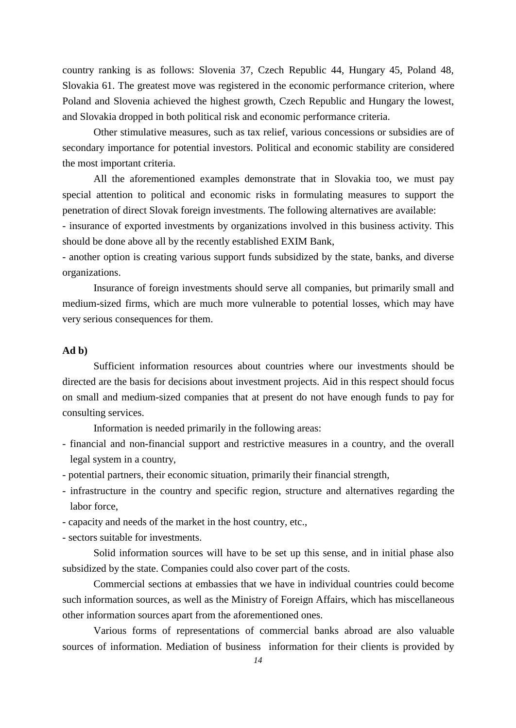country ranking is as follows: Slovenia 37, Czech Republic 44, Hungary 45, Poland 48, Slovakia 61. The greatest move was registered in the economic performance criterion, where Poland and Slovenia achieved the highest growth, Czech Republic and Hungary the lowest, and Slovakia dropped in both political risk and economic performance criteria.

Other stimulative measures, such as tax relief, various concessions or subsidies are of secondary importance for potential investors. Political and economic stability are considered the most important criteria.

All the aforementioned examples demonstrate that in Slovakia too, we must pay special attention to political and economic risks in formulating measures to support the penetration of direct Slovak foreign investments. The following alternatives are available:

- insurance of exported investments by organizations involved in this business activity. This should be done above all by the recently established EXIM Bank,
- another option is creating various support funds subsidized by the state, banks, and diverse organizations.

Insurance of foreign investments should serve all companies, but primarily small and medium-sized firms, which are much more vulnerable to potential losses, which may have very serious consequences for them.

**Ad b)**

Sufficient information resources about countries where our investments should be directed are the basis for decisions about investment projects. Aid in this respect should focus on small and medium-sized companies that at present do not have enough funds to pay for consulting services.

Information is needed primarily in the following areas:

- financial and non-financial support and restrictive measures in a country, and the overall legal system in a country,
- potential partners, their economic situation, primarily their financial strength,
- infrastructure in the country and specific region, structure and alternatives regarding the labor force,
- capacity and needs of the market in the host country, etc.,
- sectors suitable for investments.

Solid information sources will have to be set up this sense, and in initial phase also subsidized by the state. Companies could also cover part of the costs.

Commercial sections at embassies that we have in individual countries could become such information sources, as well as the Ministry of Foreign Affairs, which has miscellaneous other information sources apart from the aforementioned ones.

Various forms of representations of commercial banks abroad are also valuable sources of information. Mediation of business information for their clients is provided by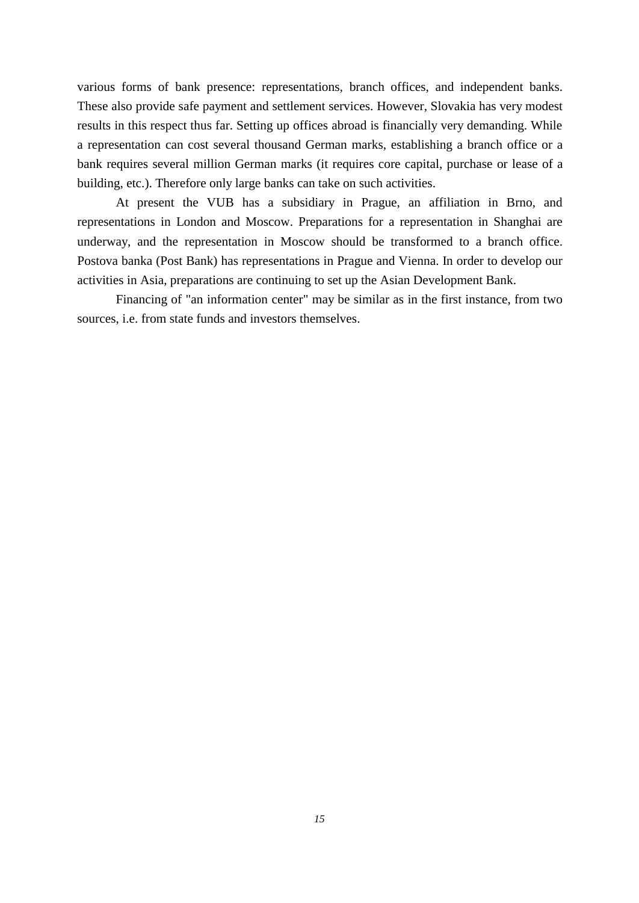various forms of bank presence: representations, branch offices, and independent banks. These also provide safe payment and settlement services. However, Slovakia has very modest results in this respect thus far. Setting up offices abroad is financially very demanding. While a representation can cost several thousand German marks, establishing a branch office or a bank requires several million German marks (it requires core capital, purchase or lease of a building, etc.). Therefore only large banks can take on such activities.

At present the VUB has a subsidiary in Prague, an affiliation in Brno, and representations in London and Moscow. Preparations for a representation in Shanghai are underway, and the representation in Moscow should be transformed to a branch office. Postova banka (Post Bank) has representations in Prague and Vienna. In order to develop our activities in Asia, preparations are continuing to set up the Asian Development Bank.

Financing of "an information center" may be similar as in the first instance, from two sources, i.e. from state funds and investors themselves.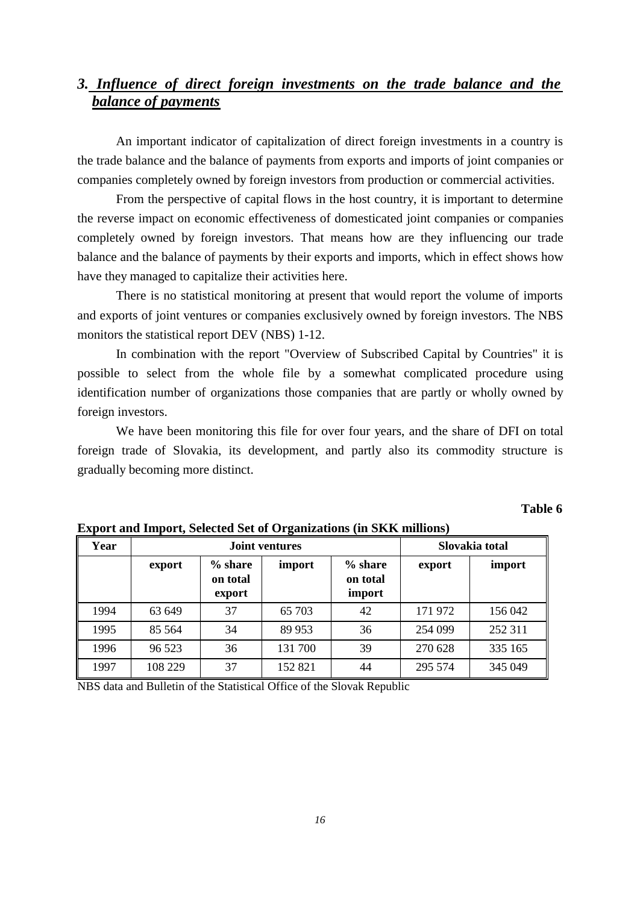## *3. Influence of direct foreign investments on the trade balance and the balance of payments*

An important indicator of capitalization of direct foreign investments in a country is the trade balance and the balance of payments from exports and imports of joint companies or companies completely owned by foreign investors from production or commercial activities.

From the perspective of capital flows in the host country, it is important to determine the reverse impact on economic effectiveness of domesticated joint companies or companies completely owned by foreign investors. That means how are they influencing our trade balance and the balance of payments by their exports and imports, which in effect shows how have they managed to capitalize their activities here.

There is no statistical monitoring at present that would report the volume of imports and exports of joint ventures or companies exclusively owned by foreign investors. The NBS monitors the statistical report DEV (NBS) 1-12.

In combination with the report "Overview of Subscribed Capital by Countries" it is possible to select from the whole file by a somewhat complicated procedure using identification number of organizations those companies that are partly or wholly owned by foreign investors.

We have been monitoring this file for over four years, and the share of DFI on total foreign trade of Slovakia, its development, and partly also its commodity structure is gradually becoming more distinct.

**Table 6**

**Export and Import, Selected Set of Organizations (in SKK millions)**

| Year | Joint ventures | | | | Slovakia total | |
|---|---|---|---|---|---|---|
| | export | % share on total export | import | % share on total import | export | import |
| 1994 | 63 649 | 37 | 65 703 | 42 | 171 972 | 156 042 |
| 1995 | 85 564 | 34 | 89 953 | 36 | 254 099 | 252 311 |
| 1996 | 96 523 | 36 | 131 700 | 39 | 270 628 | 335 165 |
| 1997 | 108 229 | 37 | 152 821 | 44 | 295 574 | 345 049 |

NBS data and Bulletin of the Statistical Office of the Slovak Republic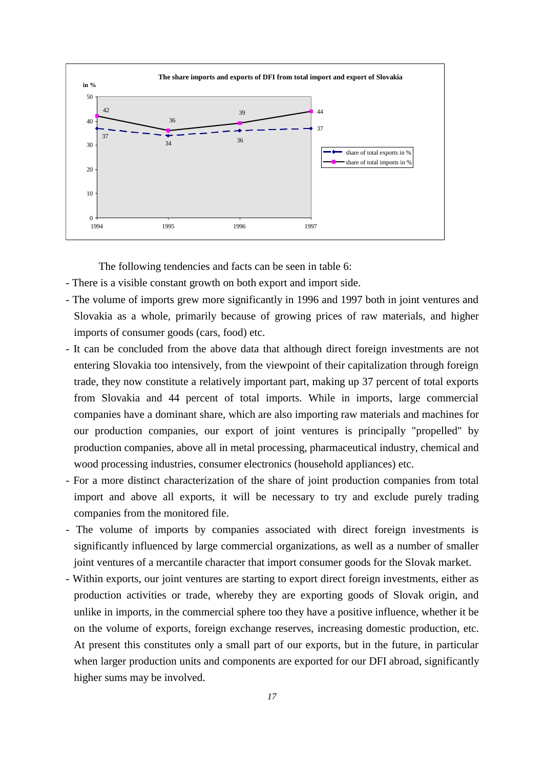**The share imports and exports of DFI from total import and export of Slovakia**

| Year | share of total exports in % | share of total imports in % |
|---|---|---|
| 1994 | 37 | 42 |
| 1995 | 34 | 36 |
| 1996 | 36 | 39 |
| 1997 | 37 | 44 |

The following tendencies and facts can be seen in table 6:

- There is a visible constant growth on both export and import side.
- The volume of imports grew more significantly in 1996 and 1997 both in joint ventures and Slovakia as a whole, primarily because of growing prices of raw materials, and higher imports of consumer goods (cars, food) etc.
- It can be concluded from the above data that although direct foreign investments are not entering Slovakia too intensively, from the viewpoint of their capitalization through foreign trade, they now constitute a relatively important part, making up 37 percent of total exports from Slovakia and 44 percent of total imports. While in imports, large commercial companies have a dominant share, which are also importing raw materials and machines for our production companies, our export of joint ventures is principally "propelled" by production companies, above all in metal processing, pharmaceutical industry, chemical and wood processing industries, consumer electronics (household appliances) etc.
- For a more distinct characterization of the share of joint production companies from total import and above all exports, it will be necessary to try and exclude purely trading companies from the monitored file.
- The volume of imports by companies associated with direct foreign investments is significantly influenced by large commercial organizations, as well as a number of smaller joint ventures of a mercantile character that import consumer goods for the Slovak market.
- Within exports, our joint ventures are starting to export direct foreign investments, either as production activities or trade, whereby they are exporting goods of Slovak origin, and unlike in imports, in the commercial sphere too they have a positive influence, whether it be on the volume of exports, foreign exchange reserves, increasing domestic production, etc. At present this constitutes only a small part of our exports, but in the future, in particular when larger production units and components are exported for our DFI abroad, significantly higher sums may be involved.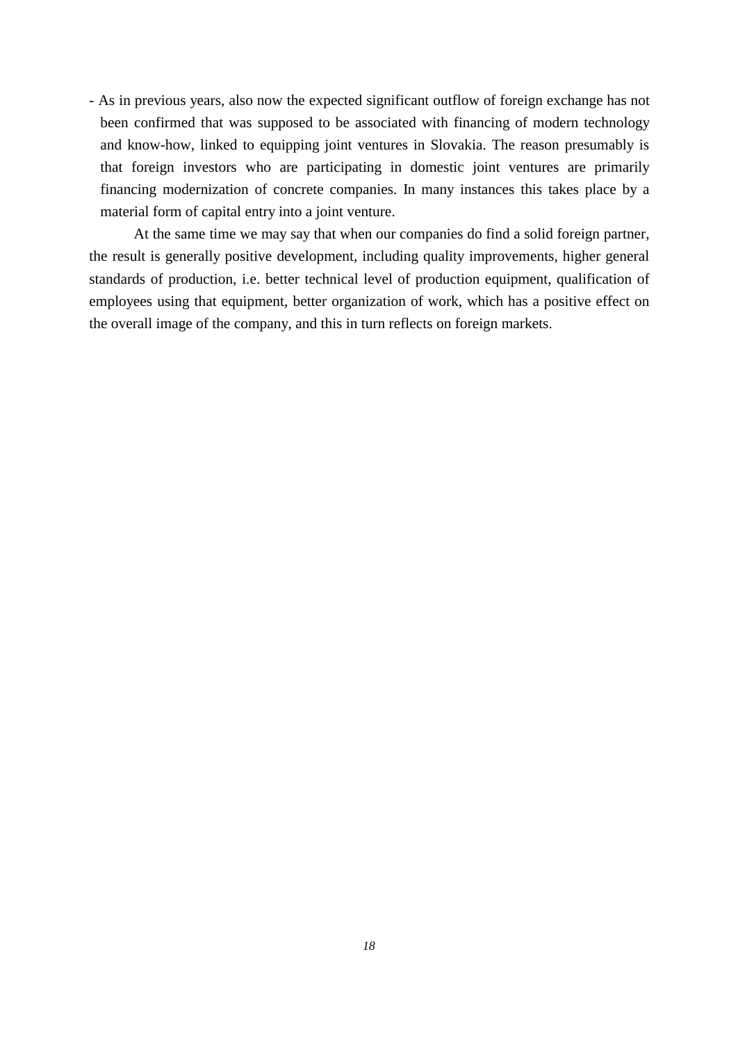- As in previous years, also now the expected significant outflow of foreign exchange has not been confirmed that was supposed to be associated with financing of modern technology and know-how, linked to equipping joint ventures in Slovakia. The reason presumably is that foreign investors who are participating in domestic joint ventures are primarily financing modernization of concrete companies. In many instances this takes place by a material form of capital entry into a joint venture.

At the same time we may say that when our companies do find a solid foreign partner, the result is generally positive development, including quality improvements, higher general standards of production, i.e. better technical level of production equipment, qualification of employees using that equipment, better organization of work, which has a positive effect on the overall image of the company, and this in turn reflects on foreign markets.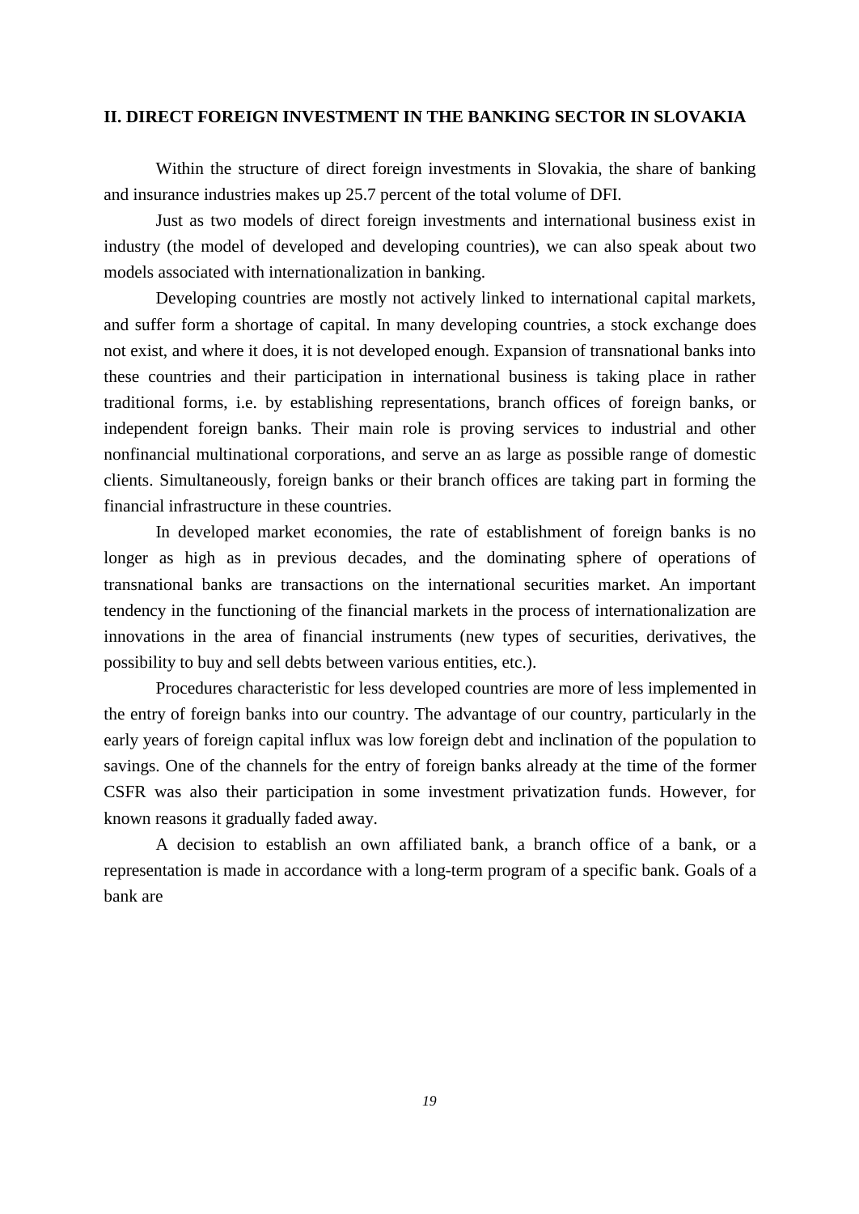## II. DIRECT FOREIGN INVESTMENT IN THE BANKING SECTOR IN SLOVAKIA

Within the structure of direct foreign investments in Slovakia, the share of banking and insurance industries makes up 25.7 percent of the total volume of DFI.

Just as two models of direct foreign investments and international business exist in industry (the model of developed and developing countries), we can also speak about two models associated with internationalization in banking.

Developing countries are mostly not actively linked to international capital markets, and suffer form a shortage of capital. In many developing countries, a stock exchange does not exist, and where it does, it is not developed enough. Expansion of transnational banks into these countries and their participation in international business is taking place in rather traditional forms, i.e. by establishing representations, branch offices of foreign banks, or independent foreign banks. Their main role is proving services to industrial and other nonfinancial multinational corporations, and serve an as large as possible range of domestic clients. Simultaneously, foreign banks or their branch offices are taking part in forming the financial infrastructure in these countries.

In developed market economies, the rate of establishment of foreign banks is no longer as high as in previous decades, and the dominating sphere of operations of transnational banks are transactions on the international securities market. An important tendency in the functioning of the financial markets in the process of internationalization are innovations in the area of financial instruments (new types of securities, derivatives, the possibility to buy and sell debts between various entities, etc.).

Procedures characteristic for less developed countries are more of less implemented in the entry of foreign banks into our country. The advantage of our country, particularly in the early years of foreign capital influx was low foreign debt and inclination of the population to savings. One of the channels for the entry of foreign banks already at the time of the former CSFR was also their participation in some investment privatization funds. However, for known reasons it gradually faded away.

A decision to establish an own affiliated bank, a branch office of a bank, or a representation is made in accordance with a long-term program of a specific bank. Goals of a bank are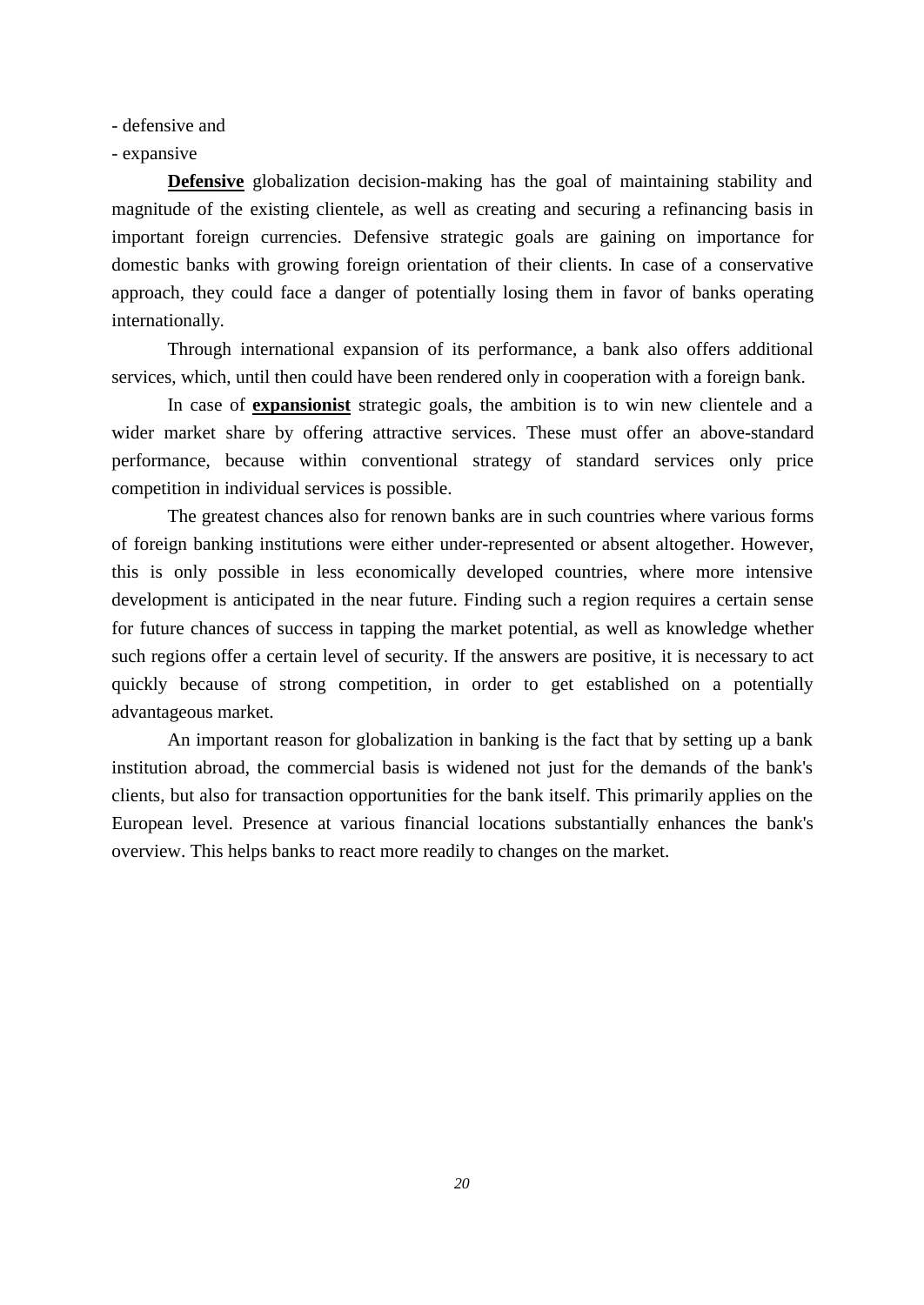- defensive and
- expansive

**<u>Defensive</u>** globalization decision-making has the goal of maintaining stability and magnitude of the existing clientele, as well as creating and securing a refinancing basis in important foreign currencies. Defensive strategic goals are gaining on importance for domestic banks with growing foreign orientation of their clients. In case of a conservative approach, they could face a danger of potentially losing them in favor of banks operating internationally.

Through international expansion of its performance, a bank also offers additional services, which, until then could have been rendered only in cooperation with a foreign bank.

In case of **<u>expansionist</u>** strategic goals, the ambition is to win new clientele and a wider market share by offering attractive services. These must offer an above-standard performance, because within conventional strategy of standard services only price competition in individual services is possible.

The greatest chances also for renown banks are in such countries where various forms of foreign banking institutions were either under-represented or absent altogether. However, this is only possible in less economically developed countries, where more intensive development is anticipated in the near future. Finding such a region requires a certain sense for future chances of success in tapping the market potential, as well as knowledge whether such regions offer a certain level of security. If the answers are positive, it is necessary to act quickly because of strong competition, in order to get established on a potentially advantageous market.

An important reason for globalization in banking is the fact that by setting up a bank institution abroad, the commercial basis is widened not just for the demands of the bank's clients, but also for transaction opportunities for the bank itself. This primarily applies on the European level. Presence at various financial locations substantially enhances the bank's overview. This helps banks to react more readily to changes on the market.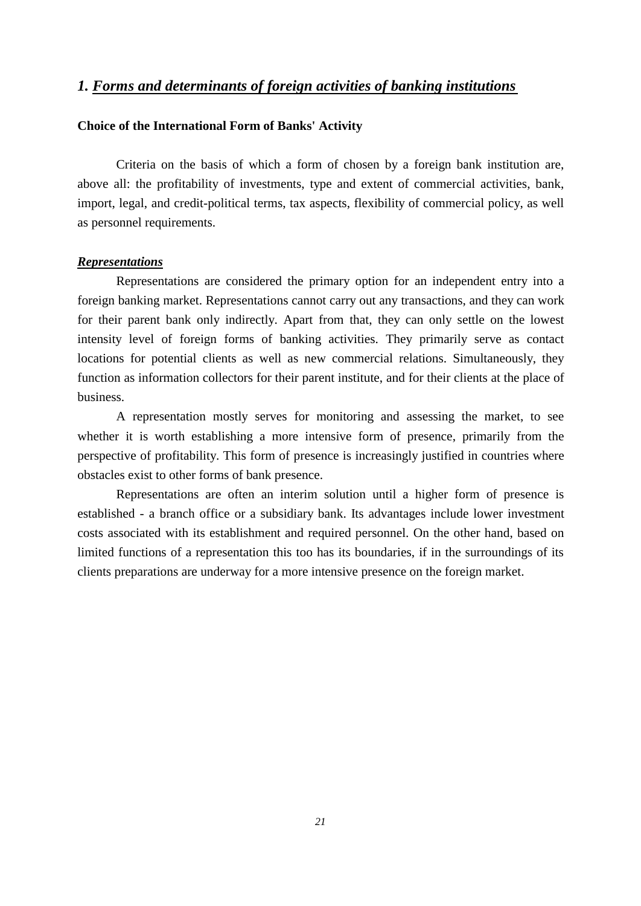## *1. Forms and determinants of foreign activities of banking institutions*

**Choice of the International Form of Banks' Activity**

Criteria on the basis of which a form of chosen by a foreign bank institution are, above all: the profitability of investments, type and extent of commercial activities, bank, import, legal, and credit-political terms, tax aspects, flexibility of commercial policy, as well as personnel requirements.

***Representations***

Representations are considered the primary option for an independent entry into a foreign banking market. Representations cannot carry out any transactions, and they can work for their parent bank only indirectly. Apart from that, they can only settle on the lowest intensity level of foreign forms of banking activities. They primarily serve as contact locations for potential clients as well as new commercial relations. Simultaneously, they function as information collectors for their parent institute, and for their clients at the place of business.

A representation mostly serves for monitoring and assessing the market, to see whether it is worth establishing a more intensive form of presence, primarily from the perspective of profitability. This form of presence is increasingly justified in countries where obstacles exist to other forms of bank presence.

Representations are often an interim solution until a higher form of presence is established - a branch office or a subsidiary bank. Its advantages include lower investment costs associated with its establishment and required personnel. On the other hand, based on limited functions of a representation this too has its boundaries, if in the surroundings of its clients preparations are underway for a more intensive presence on the foreign market.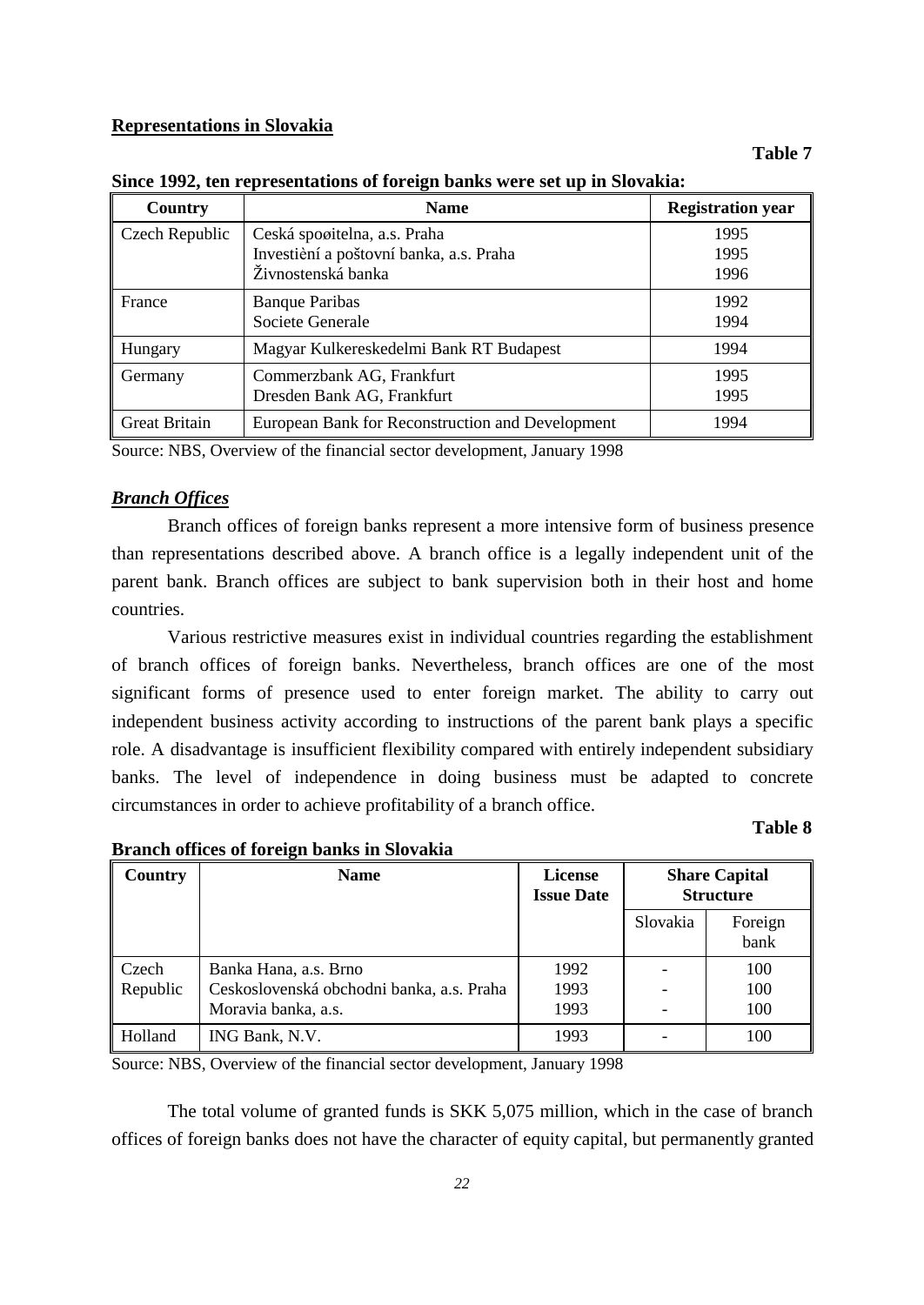**Representations in Slovakia**

**Table 7**

**Since 1992, ten representations of foreign banks were set up in Slovakia:**

| Country | Name | Registration year |
|---|---|---|
| Czech Republic | Ceská spoøitelna, a.s. Praha<br>Investièní a poštovní banka, a.s. Praha<br>Živnostenská banka | 1995<br>1995<br>1996 |
| France | Banque Paribas<br>Societe Generale | 1992<br>1994 |
| Hungary | Magyar Kulkereskedelmi Bank RT Budapest | 1994 |
| Germany | Commerzbank AG, Frankfurt<br>Dresden Bank AG, Frankfurt | 1995<br>1995 |
| Great Britain | European Bank for Reconstruction and Development | 1994 |

Source: NBS, Overview of the financial sector development, January 1998

### ***Branch Offices***

Branch offices of foreign banks represent a more intensive form of business presence than representations described above. A branch office is a legally independent unit of the parent bank. Branch offices are subject to bank supervision both in their host and home countries.

Various restrictive measures exist in individual countries regarding the establishment of branch offices of foreign banks. Nevertheless, branch offices are one of the most significant forms of presence used to enter foreign market. The ability to carry out independent business activity according to instructions of the parent bank plays a specific role. A disadvantage is insufficient flexibility compared with entirely independent subsidiary banks. The level of independence in doing business must be adapted to concrete circumstances in order to achieve profitability of a branch office.

**Table 8**

**Branch offices of foreign banks in Slovakia**

| Country | Name | License Issue Date | Share Capital Structure | |
|---|---|---|---|---|
| | | | Slovakia | Foreign bank |
| Czech Republic | Banka Hana, a.s. Brno<br>Ceskoslovenská obchodni banka, a.s. Praha<br>Moravia banka, a.s. | 1992<br>1993<br>1993 | -<br>-<br>- | 100<br>100<br>100 |
| Holland | ING Bank, N.V. | 1993 | - | 100 |

Source: NBS, Overview of the financial sector development, January 1998

The total volume of granted funds is SKK 5,075 million, which in the case of branch offices of foreign banks does not have the character of equity capital, but permanently granted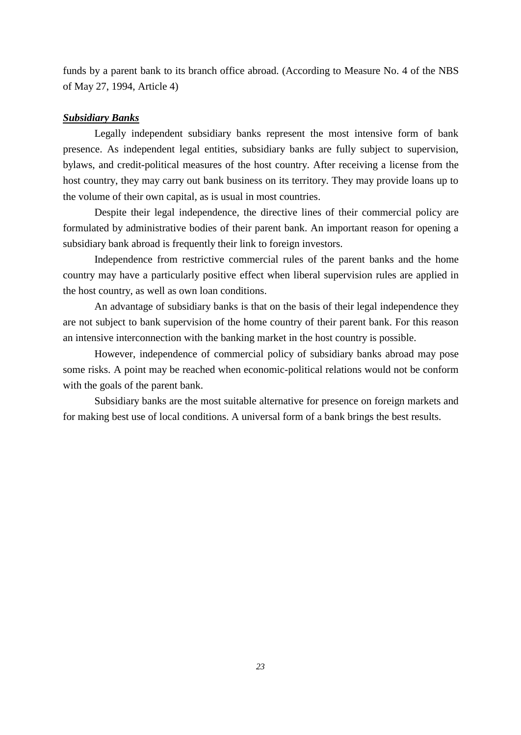funds by a parent bank to its branch office abroad. (According to Measure No. 4 of the NBS of May 27, 1994, Article 4)

***Subsidiary Banks***

Legally independent subsidiary banks represent the most intensive form of bank presence. As independent legal entities, subsidiary banks are fully subject to supervision, bylaws, and credit-political measures of the host country. After receiving a license from the host country, they may carry out bank business on its territory. They may provide loans up to the volume of their own capital, as is usual in most countries.

Despite their legal independence, the directive lines of their commercial policy are formulated by administrative bodies of their parent bank. An important reason for opening a subsidiary bank abroad is frequently their link to foreign investors.

Independence from restrictive commercial rules of the parent banks and the home country may have a particularly positive effect when liberal supervision rules are applied in the host country, as well as own loan conditions.

An advantage of subsidiary banks is that on the basis of their legal independence they are not subject to bank supervision of the home country of their parent bank. For this reason an intensive interconnection with the banking market in the host country is possible.

However, independence of commercial policy of subsidiary banks abroad may pose some risks. A point may be reached when economic-political relations would not be conform with the goals of the parent bank.

Subsidiary banks are the most suitable alternative for presence on foreign markets and for making best use of local conditions. A universal form of a bank brings the best results.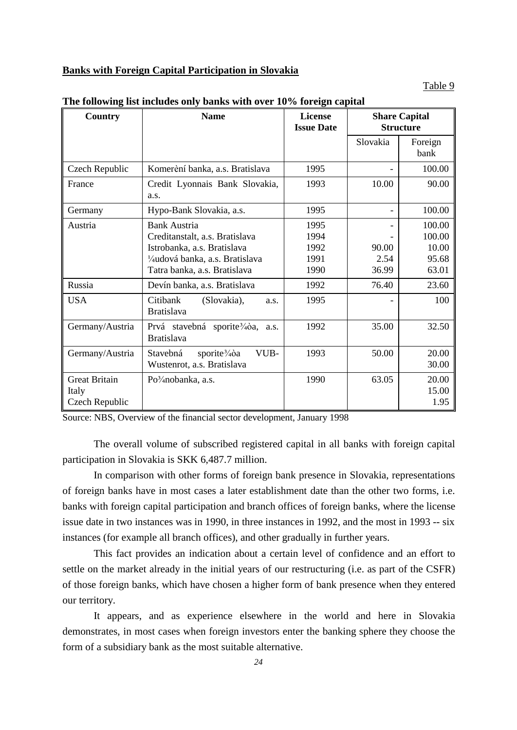**Banks with Foreign Capital Participation in Slovakia**

Table 9

**The following list includes only banks with over 10% foreign capital**

| Country | Name | License Issue Date | Share Capital Structure | |
|---|---|---|---|---|
| | | | Slovakia | Foreign bank |
| Czech Republic | Komerèní banka, a.s. Bratislava | 1995 | - | 100.00 |
| France | Credit Lyonnais Bank Slovakia, a.s. | 1993 | 10.00 | 90.00 |
| Germany | Hypo-Bank Slovakia, a.s. | 1995 | - | 100.00 |
| Austria | Bank Austria<br>Creditanstalt, a.s. Bratislava<br>Istrobanka, a.s. Bratislava<br>¼udová banka, a.s. Bratislava<br>Tatra banka, a.s. Bratislava | 1995<br>1994<br>1992<br>1991<br>1990 | -<br>-<br>90.00<br>2.54<br>36.99 | 100.00<br>100.00<br>10.00<br>95.68<br>63.01 |
| Russia | Devín banka, a.s. Bratislava | 1992 | 76.40 | 23.60 |
| USA | Citibank (Slovakia), a.s. Bratislava | 1995 | - | 100 |
| Germany/Austria | Prvá stavebná sporite¾òa, a.s. Bratislava | 1992 | 35.00 | 32.50 |
| Germany/Austria | Stavebná sporite¾òa VUB-Wustenrot, a.s. Bratislava | 1993 | 50.00 | 20.00<br>30.00 |
| Great Britain<br>Italy<br>Czech Republic | Po¾nobanka, a.s. | 1990 | 63.05 | 20.00<br>15.00<br>1.95 |

Source: NBS, Overview of the financial sector development, January 1998

The overall volume of subscribed registered capital in all banks with foreign capital participation in Slovakia is SKK 6,487.7 million.

In comparison with other forms of foreign bank presence in Slovakia, representations of foreign banks have in most cases a later establishment date than the other two forms, i.e. banks with foreign capital participation and branch offices of foreign banks, where the license issue date in two instances was in 1990, in three instances in 1992, and the most in 1993 -- six instances (for example all branch offices), and other gradually in further years.

This fact provides an indication about a certain level of confidence and an effort to settle on the market already in the initial years of our restructuring (i.e. as part of the CSFR) of those foreign banks, which have chosen a higher form of bank presence when they entered our territory.

It appears, and as experience elsewhere in the world and here in Slovakia demonstrates, in most cases when foreign investors enter the banking sphere they choose the form of a subsidiary bank as the most suitable alternative.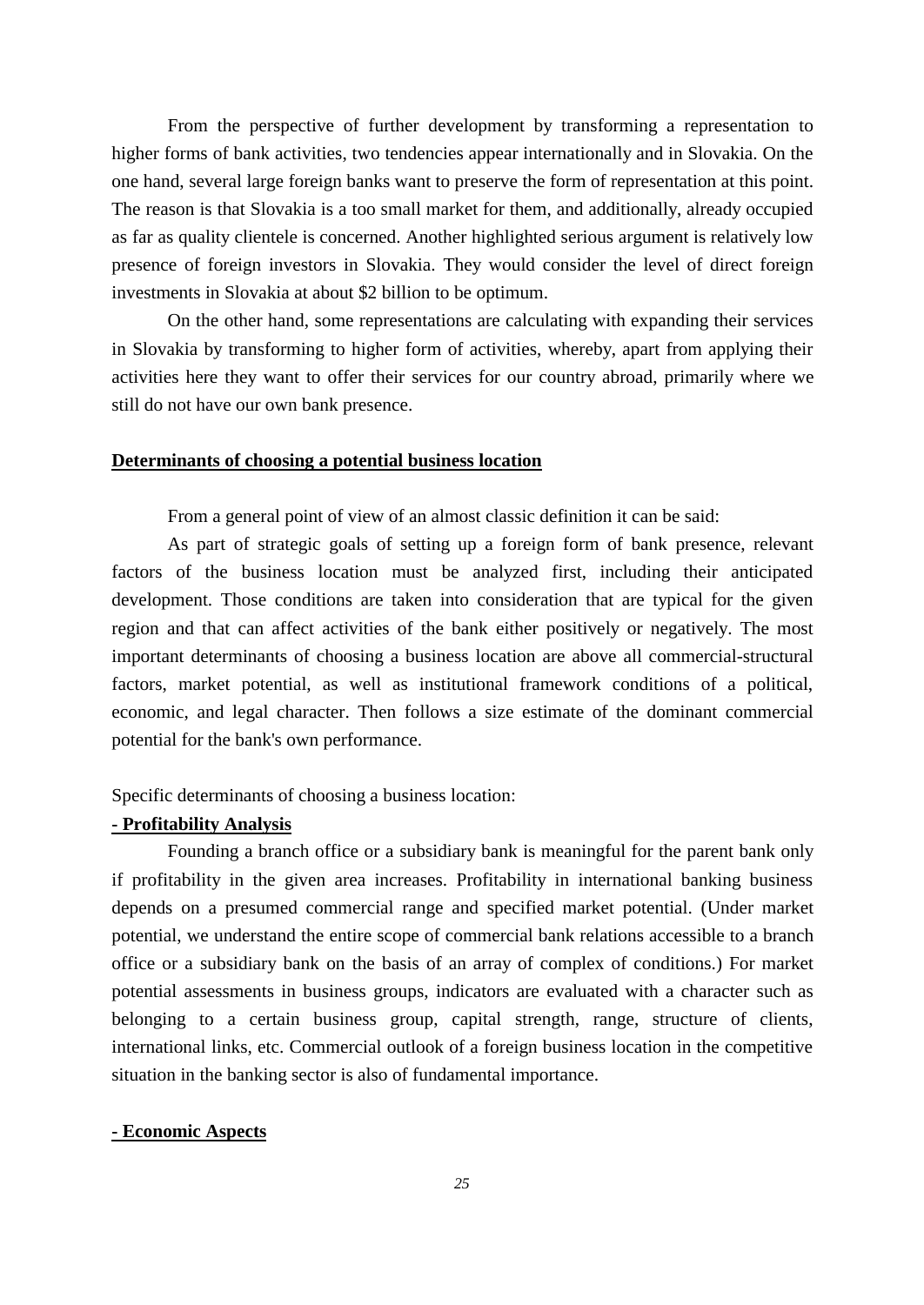From the perspective of further development by transforming a representation to higher forms of bank activities, two tendencies appear internationally and in Slovakia. On the one hand, several large foreign banks want to preserve the form of representation at this point. The reason is that Slovakia is a too small market for them, and additionally, already occupied as far as quality clientele is concerned. Another highlighted serious argument is relatively low presence of foreign investors in Slovakia. They would consider the level of direct foreign investments in Slovakia at about $2 billion to be optimum.

On the other hand, some representations are calculating with expanding their services in Slovakia by transforming to higher form of activities, whereby, apart from applying their activities here they want to offer their services for our country abroad, primarily where we still do not have our own bank presence.

**Determinants of choosing a potential business location**

From a general point of view of an almost classic definition it can be said:

As part of strategic goals of setting up a foreign form of bank presence, relevant factors of the business location must be analyzed first, including their anticipated development. Those conditions are taken into consideration that are typical for the given region and that can affect activities of the bank either positively or negatively. The most important determinants of choosing a business location are above all commercial-structural factors, market potential, as well as institutional framework conditions of a political, economic, and legal character. Then follows a size estimate of the dominant commercial potential for the bank's own performance.

Specific determinants of choosing a business location:

**- Profitability Analysis**

Founding a branch office or a subsidiary bank is meaningful for the parent bank only if profitability in the given area increases. Profitability in international banking business depends on a presumed commercial range and specified market potential. (Under market potential, we understand the entire scope of commercial bank relations accessible to a branch office or a subsidiary bank on the basis of an array of complex of conditions.) For market potential assessments in business groups, indicators are evaluated with a character such as belonging to a certain business group, capital strength, range, structure of clients, international links, etc. Commercial outlook of a foreign business location in the competitive situation in the banking sector is also of fundamental importance.

**- Economic Aspects**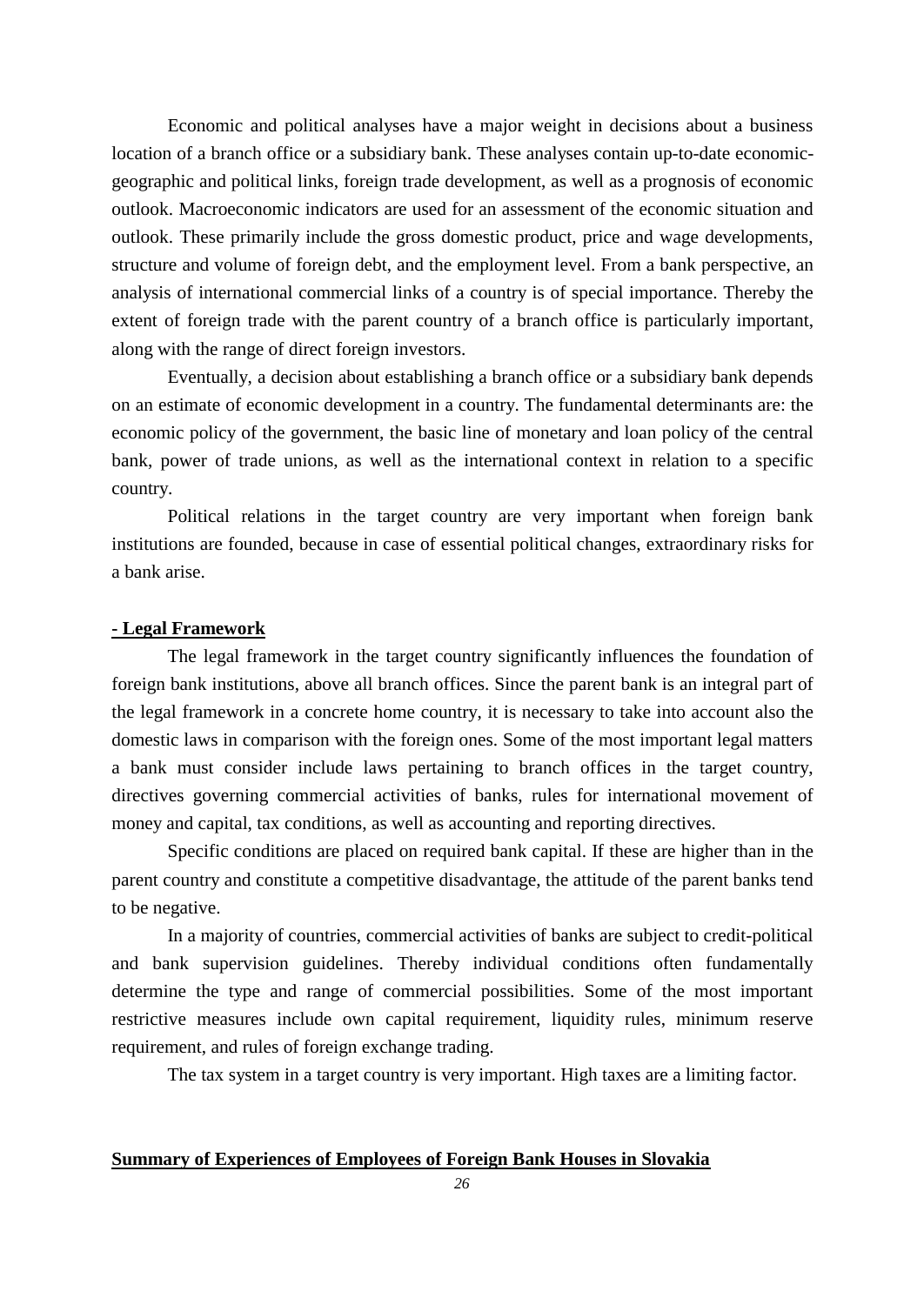Economic and political analyses have a major weight in decisions about a business location of a branch office or a subsidiary bank. These analyses contain up-to-date economic-geographic and political links, foreign trade development, as well as a prognosis of economic outlook. Macroeconomic indicators are used for an assessment of the economic situation and outlook. These primarily include the gross domestic product, price and wage developments, structure and volume of foreign debt, and the employment level. From a bank perspective, an analysis of international commercial links of a country is of special importance. Thereby the extent of foreign trade with the parent country of a branch office is particularly important, along with the range of direct foreign investors.

Eventually, a decision about establishing a branch office or a subsidiary bank depends on an estimate of economic development in a country. The fundamental determinants are: the economic policy of the government, the basic line of monetary and loan policy of the central bank, power of trade unions, as well as the international context in relation to a specific country.

Political relations in the target country are very important when foreign bank institutions are founded, because in case of essential political changes, extraordinary risks for a bank arise.

**- Legal Framework**

The legal framework in the target country significantly influences the foundation of foreign bank institutions, above all branch offices. Since the parent bank is an integral part of the legal framework in a concrete home country, it is necessary to take into account also the domestic laws in comparison with the foreign ones. Some of the most important legal matters a bank must consider include laws pertaining to branch offices in the target country, directives governing commercial activities of banks, rules for international movement of money and capital, tax conditions, as well as accounting and reporting directives.

Specific conditions are placed on required bank capital. If these are higher than in the parent country and constitute a competitive disadvantage, the attitude of the parent banks tend to be negative.

In a majority of countries, commercial activities of banks are subject to credit-political and bank supervision guidelines. Thereby individual conditions often fundamentally determine the type and range of commercial possibilities. Some of the most important restrictive measures include own capital requirement, liquidity rules, minimum reserve requirement, and rules of foreign exchange trading.

The tax system in a target country is very important. High taxes are a limiting factor.

**Summary of Experiences of Employees of Foreign Bank Houses in Slovakia**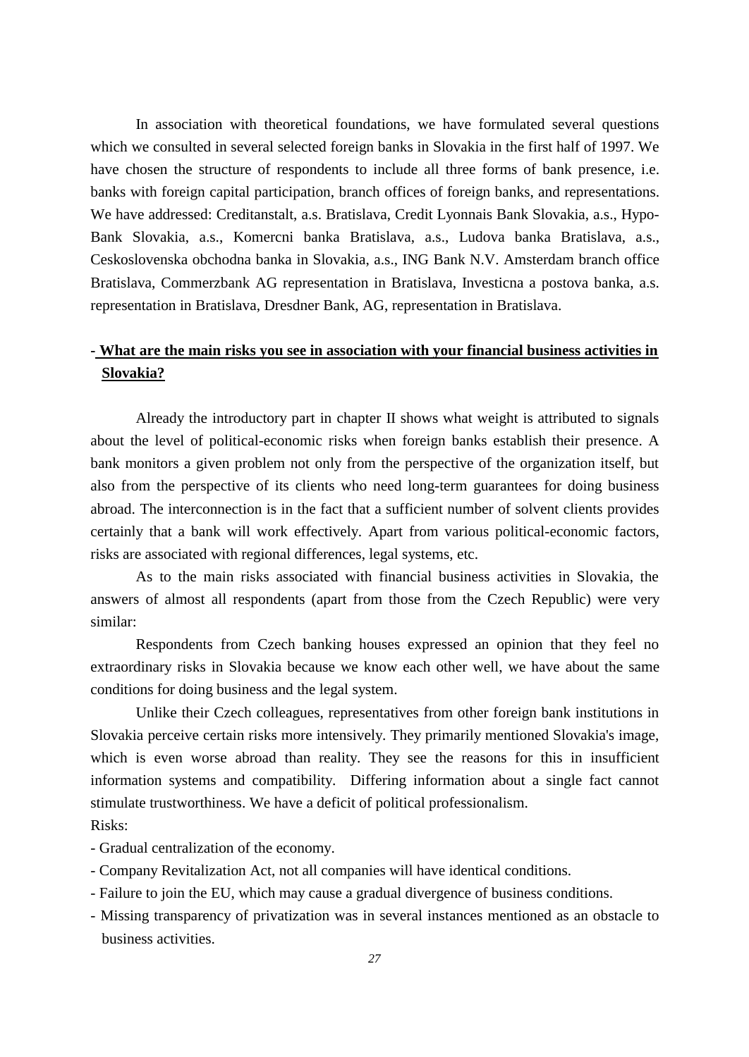In association with theoretical foundations, we have formulated several questions which we consulted in several selected foreign banks in Slovakia in the first half of 1997. We have chosen the structure of respondents to include all three forms of bank presence, i.e. banks with foreign capital participation, branch offices of foreign banks, and representations. We have addressed: Creditanstalt, a.s. Bratislava, Credit Lyonnais Bank Slovakia, a.s., Hypo-Bank Slovakia, a.s., Komercni banka Bratislava, a.s., Ludova banka Bratislava, a.s., Ceskoslovenska obchodna banka in Slovakia, a.s., ING Bank N.V. Amsterdam branch office Bratislava, Commerzbank AG representation in Bratislava, Investicna a postova banka, a.s. representation in Bratislava, Dresdner Bank, AG, representation in Bratislava.

**- What are the main risks you see in association with your financial business activities in Slovakia?**

Already the introductory part in chapter II shows what weight is attributed to signals about the level of political-economic risks when foreign banks establish their presence. A bank monitors a given problem not only from the perspective of the organization itself, but also from the perspective of its clients who need long-term guarantees for doing business abroad. The interconnection is in the fact that a sufficient number of solvent clients provides certainly that a bank will work effectively. Apart from various political-economic factors, risks are associated with regional differences, legal systems, etc.

As to the main risks associated with financial business activities in Slovakia, the answers of almost all respondents (apart from those from the Czech Republic) were very similar:

Respondents from Czech banking houses expressed an opinion that they feel no extraordinary risks in Slovakia because we know each other well, we have about the same conditions for doing business and the legal system.

Unlike their Czech colleagues, representatives from other foreign bank institutions in Slovakia perceive certain risks more intensively. They primarily mentioned Slovakia's image, which is even worse abroad than reality. They see the reasons for this in insufficient information systems and compatibility. Differing information about a single fact cannot stimulate trustworthiness. We have a deficit of political professionalism.

Risks:

- Gradual centralization of the economy.
- Company Revitalization Act, not all companies will have identical conditions.
- Failure to join the EU, which may cause a gradual divergence of business conditions.
- Missing transparency of privatization was in several instances mentioned as an obstacle to business activities.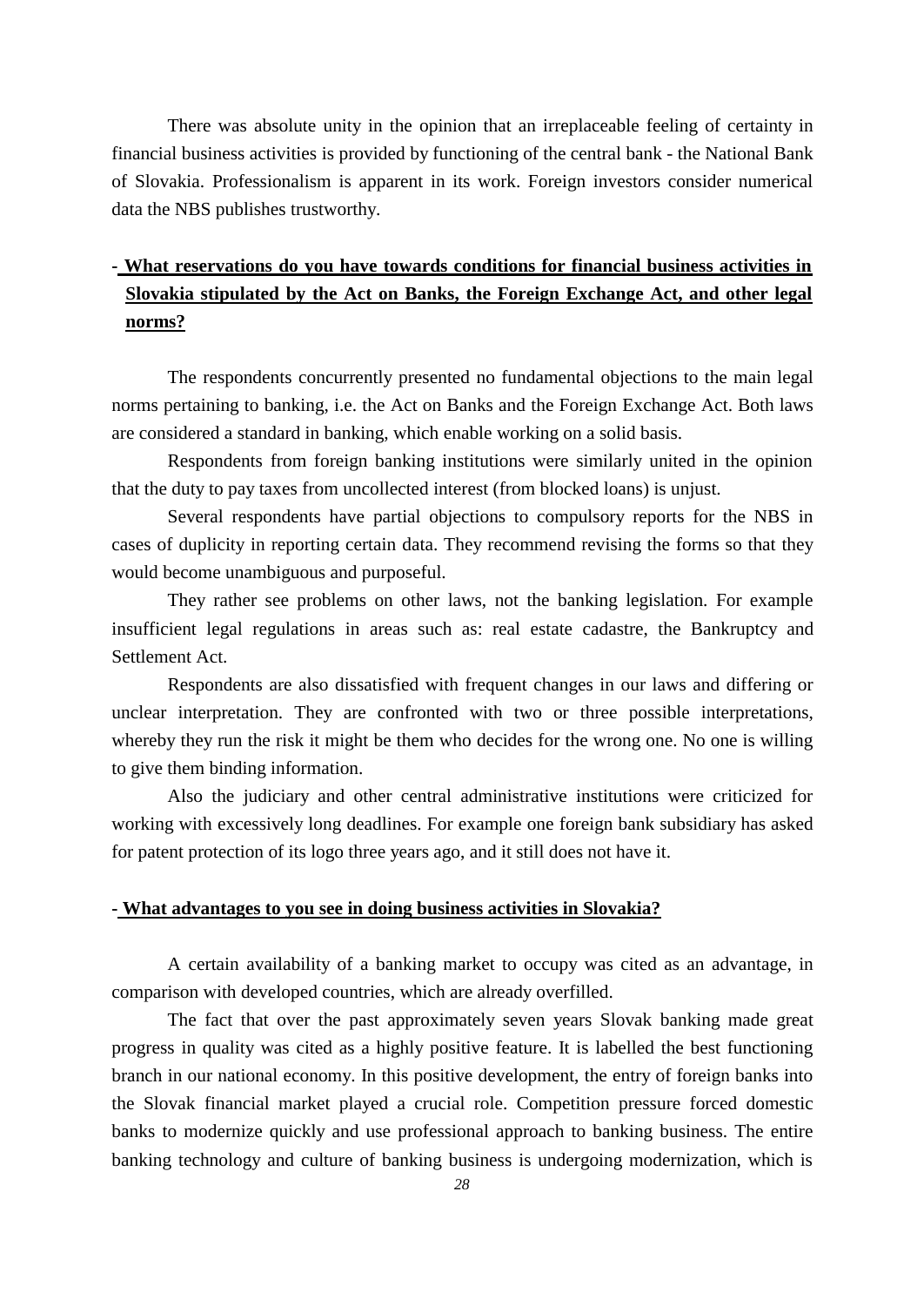There was absolute unity in the opinion that an irreplaceable feeling of certainty in financial business activities is provided by functioning of the central bank - the National Bank of Slovakia. Professionalism is apparent in its work. Foreign investors consider numerical data the NBS publishes trustworthy.

**- What reservations do you have towards conditions for financial business activities in Slovakia stipulated by the Act on Banks, the Foreign Exchange Act, and other legal norms?**

The respondents concurrently presented no fundamental objections to the main legal norms pertaining to banking, i.e. the Act on Banks and the Foreign Exchange Act. Both laws are considered a standard in banking, which enable working on a solid basis.

Respondents from foreign banking institutions were similarly united in the opinion that the duty to pay taxes from uncollected interest (from blocked loans) is unjust.

Several respondents have partial objections to compulsory reports for the NBS in cases of duplicity in reporting certain data. They recommend revising the forms so that they would become unambiguous and purposeful.

They rather see problems on other laws, not the banking legislation. For example insufficient legal regulations in areas such as: real estate cadastre, the Bankruptcy and Settlement Act.

Respondents are also dissatisfied with frequent changes in our laws and differing or unclear interpretation. They are confronted with two or three possible interpretations, whereby they run the risk it might be them who decides for the wrong one. No one is willing to give them binding information.

Also the judiciary and other central administrative institutions were criticized for working with excessively long deadlines. For example one foreign bank subsidiary has asked for patent protection of its logo three years ago, and it still does not have it.

**- What advantages to you see in doing business activities in Slovakia?**

A certain availability of a banking market to occupy was cited as an advantage, in comparison with developed countries, which are already overfilled.

The fact that over the past approximately seven years Slovak banking made great progress in quality was cited as a highly positive feature. It is labelled the best functioning branch in our national economy. In this positive development, the entry of foreign banks into the Slovak financial market played a crucial role. Competition pressure forced domestic banks to modernize quickly and use professional approach to banking business. The entire banking technology and culture of banking business is undergoing modernization, which is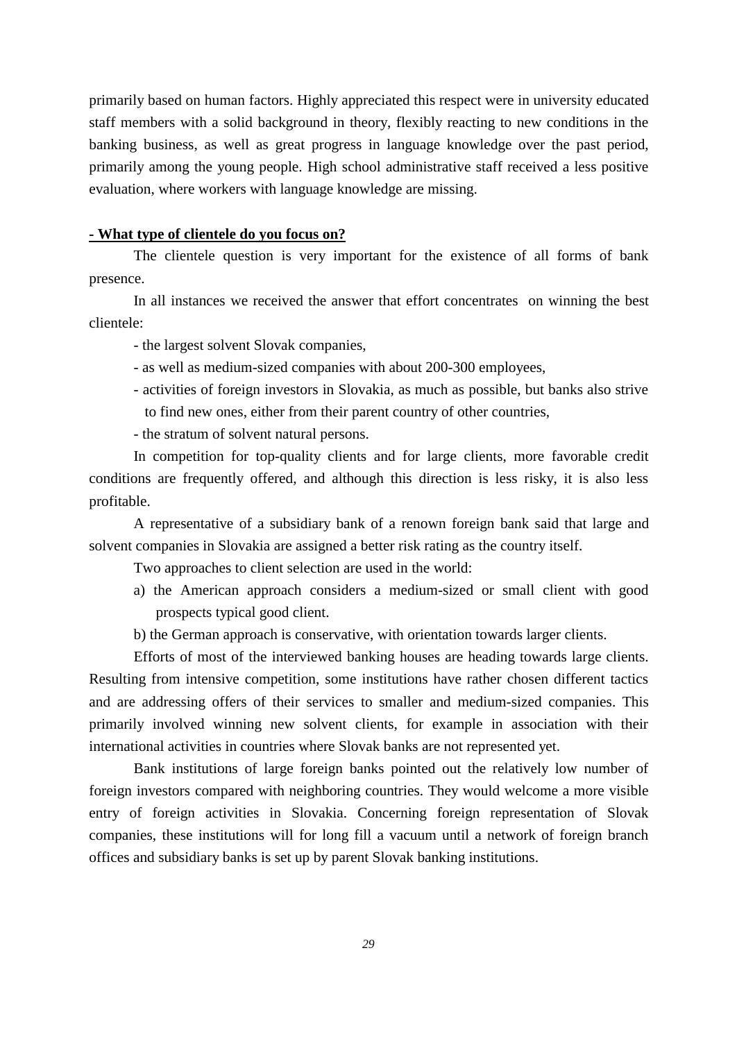primarily based on human factors. Highly appreciated this respect were in university educated staff members with a solid background in theory, flexibly reacting to new conditions in the banking business, as well as great progress in language knowledge over the past period, primarily among the young people. High school administrative staff received a less positive evaluation, where workers with language knowledge are missing.

**<u>- What type of clientele do you focus on?</u>**

The clientele question is very important for the existence of all forms of bank presence.

In all instances we received the answer that effort concentrates on winning the best clientele:

- the largest solvent Slovak companies,
- as well as medium-sized companies with about 200-300 employees,
- activities of foreign investors in Slovakia, as much as possible, but banks also strive to find new ones, either from their parent country of other countries,
- the stratum of solvent natural persons.

In competition for top-quality clients and for large clients, more favorable credit conditions are frequently offered, and although this direction is less risky, it is also less profitable.

A representative of a subsidiary bank of a renown foreign bank said that large and solvent companies in Slovakia are assigned a better risk rating as the country itself.

Two approaches to client selection are used in the world:

a) the American approach considers a medium-sized or small client with good prospects typical good client.

b) the German approach is conservative, with orientation towards larger clients.

Efforts of most of the interviewed banking houses are heading towards large clients. Resulting from intensive competition, some institutions have rather chosen different tactics and are addressing offers of their services to smaller and medium-sized companies. This primarily involved winning new solvent clients, for example in association with their international activities in countries where Slovak banks are not represented yet.

Bank institutions of large foreign banks pointed out the relatively low number of foreign investors compared with neighboring countries. They would welcome a more visible entry of foreign activities in Slovakia. Concerning foreign representation of Slovak companies, these institutions will for long fill a vacuum until a network of foreign branch offices and subsidiary banks is set up by parent Slovak banking institutions.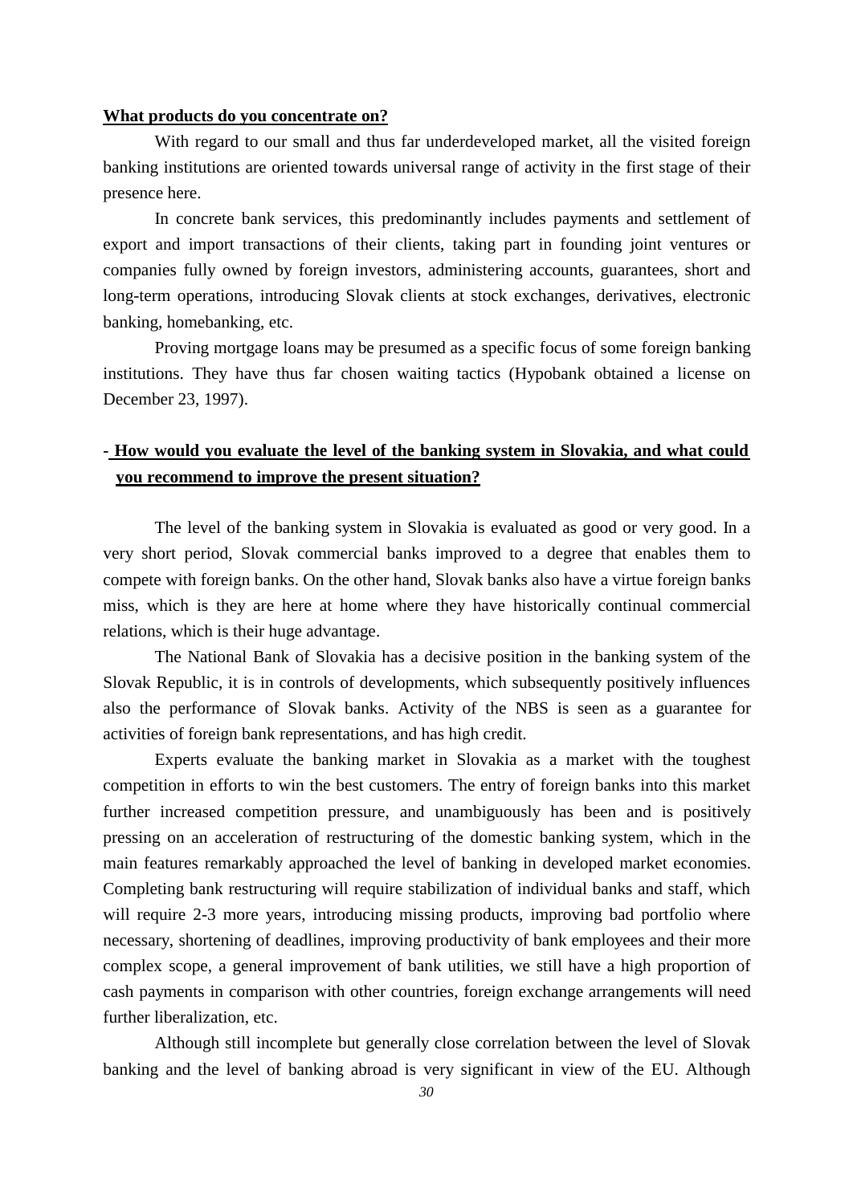**What products do you concentrate on?**

With regard to our small and thus far underdeveloped market, all the visited foreign banking institutions are oriented towards universal range of activity in the first stage of their presence here.

In concrete bank services, this predominantly includes payments and settlement of export and import transactions of their clients, taking part in founding joint ventures or companies fully owned by foreign investors, administering accounts, guarantees, short and long-term operations, introducing Slovak clients at stock exchanges, derivatives, electronic banking, homebanking, etc.

Proving mortgage loans may be presumed as a specific focus of some foreign banking institutions. They have thus far chosen waiting tactics (Hypobank obtained a license on December 23, 1997).

**- How would you evaluate the level of the banking system in Slovakia, and what could you recommend to improve the present situation?**

The level of the banking system in Slovakia is evaluated as good or very good. In a very short period, Slovak commercial banks improved to a degree that enables them to compete with foreign banks. On the other hand, Slovak banks also have a virtue foreign banks miss, which is they are here at home where they have historically continual commercial relations, which is their huge advantage.

The National Bank of Slovakia has a decisive position in the banking system of the Slovak Republic, it is in controls of developments, which subsequently positively influences also the performance of Slovak banks. Activity of the NBS is seen as a guarantee for activities of foreign bank representations, and has high credit.

Experts evaluate the banking market in Slovakia as a market with the toughest competition in efforts to win the best customers. The entry of foreign banks into this market further increased competition pressure, and unambiguously has been and is positively pressing on an acceleration of restructuring of the domestic banking system, which in the main features remarkably approached the level of banking in developed market economies. Completing bank restructuring will require stabilization of individual banks and staff, which will require 2-3 more years, introducing missing products, improving bad portfolio where necessary, shortening of deadlines, improving productivity of bank employees and their more complex scope, a general improvement of bank utilities, we still have a high proportion of cash payments in comparison with other countries, foreign exchange arrangements will need further liberalization, etc.

Although still incomplete but generally close correlation between the level of Slovak banking and the level of banking abroad is very significant in view of the EU. Although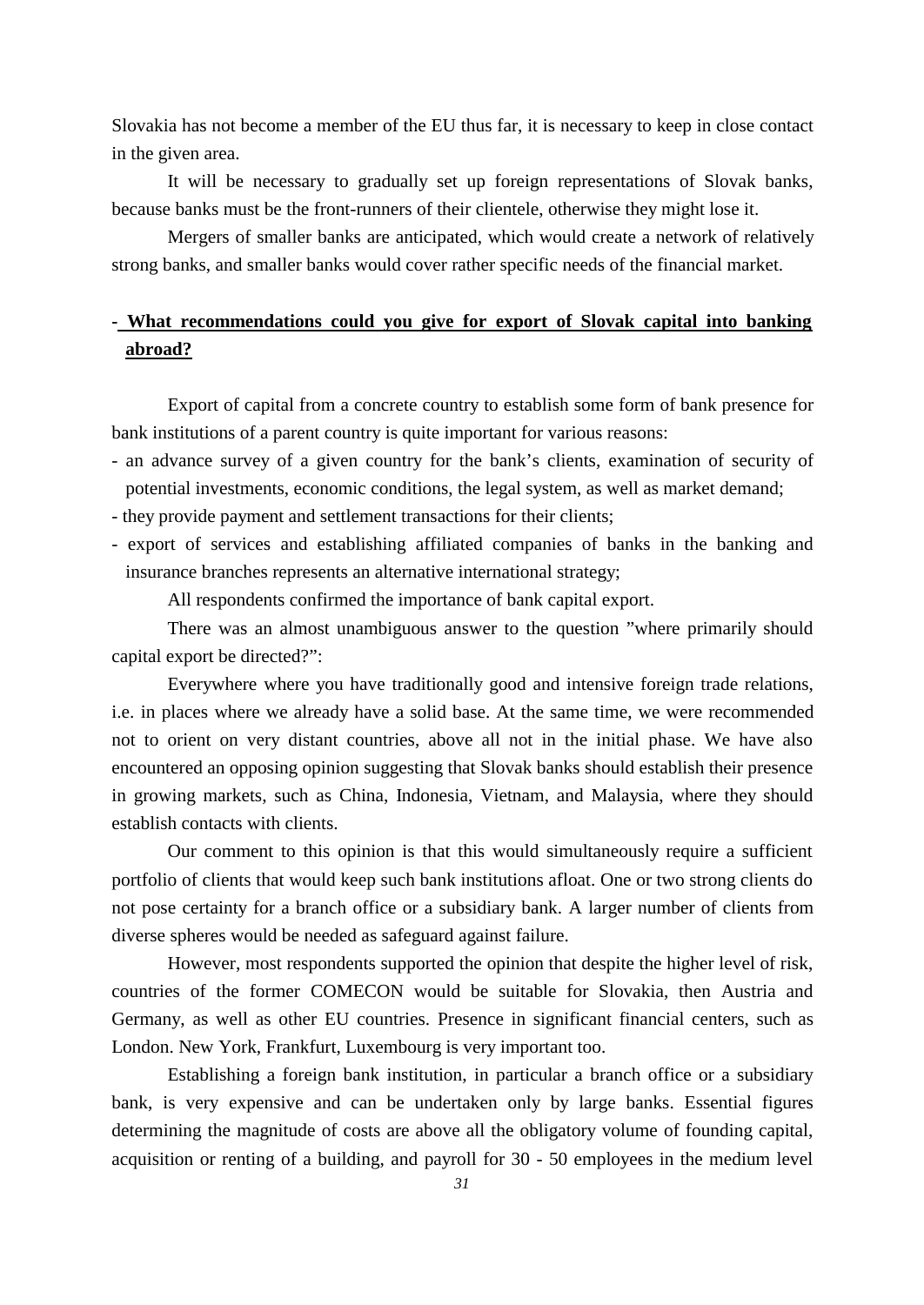Slovakia has not become a member of the EU thus far, it is necessary to keep in close contact in the given area.

It will be necessary to gradually set up foreign representations of Slovak banks, because banks must be the front-runners of their clientele, otherwise they might lose it.

Mergers of smaller banks are anticipated, which would create a network of relatively strong banks, and smaller banks would cover rather specific needs of the financial market.

**- What recommendations could you give for export of Slovak capital into banking abroad?**

Export of capital from a concrete country to establish some form of bank presence for bank institutions of a parent country is quite important for various reasons:

- an advance survey of a given country for the bank's clients, examination of security of potential investments, economic conditions, the legal system, as well as market demand;
- they provide payment and settlement transactions for their clients;
- export of services and establishing affiliated companies of banks in the banking and insurance branches represents an alternative international strategy;

All respondents confirmed the importance of bank capital export.

There was an almost unambiguous answer to the question "where primarily should capital export be directed?":

Everywhere where you have traditionally good and intensive foreign trade relations, i.e. in places where we already have a solid base. At the same time, we were recommended not to orient on very distant countries, above all not in the initial phase. We have also encountered an opposing opinion suggesting that Slovak banks should establish their presence in growing markets, such as China, Indonesia, Vietnam, and Malaysia, where they should establish contacts with clients.

Our comment to this opinion is that this would simultaneously require a sufficient portfolio of clients that would keep such bank institutions afloat. One or two strong clients do not pose certainty for a branch office or a subsidiary bank. A larger number of clients from diverse spheres would be needed as safeguard against failure.

However, most respondents supported the opinion that despite the higher level of risk, countries of the former COMECON would be suitable for Slovakia, then Austria and Germany, as well as other EU countries. Presence in significant financial centers, such as London. New York, Frankfurt, Luxembourg is very important too.

Establishing a foreign bank institution, in particular a branch office or a subsidiary bank, is very expensive and can be undertaken only by large banks. Essential figures determining the magnitude of costs are above all the obligatory volume of founding capital, acquisition or renting of a building, and payroll for 30 - 50 employees in the medium level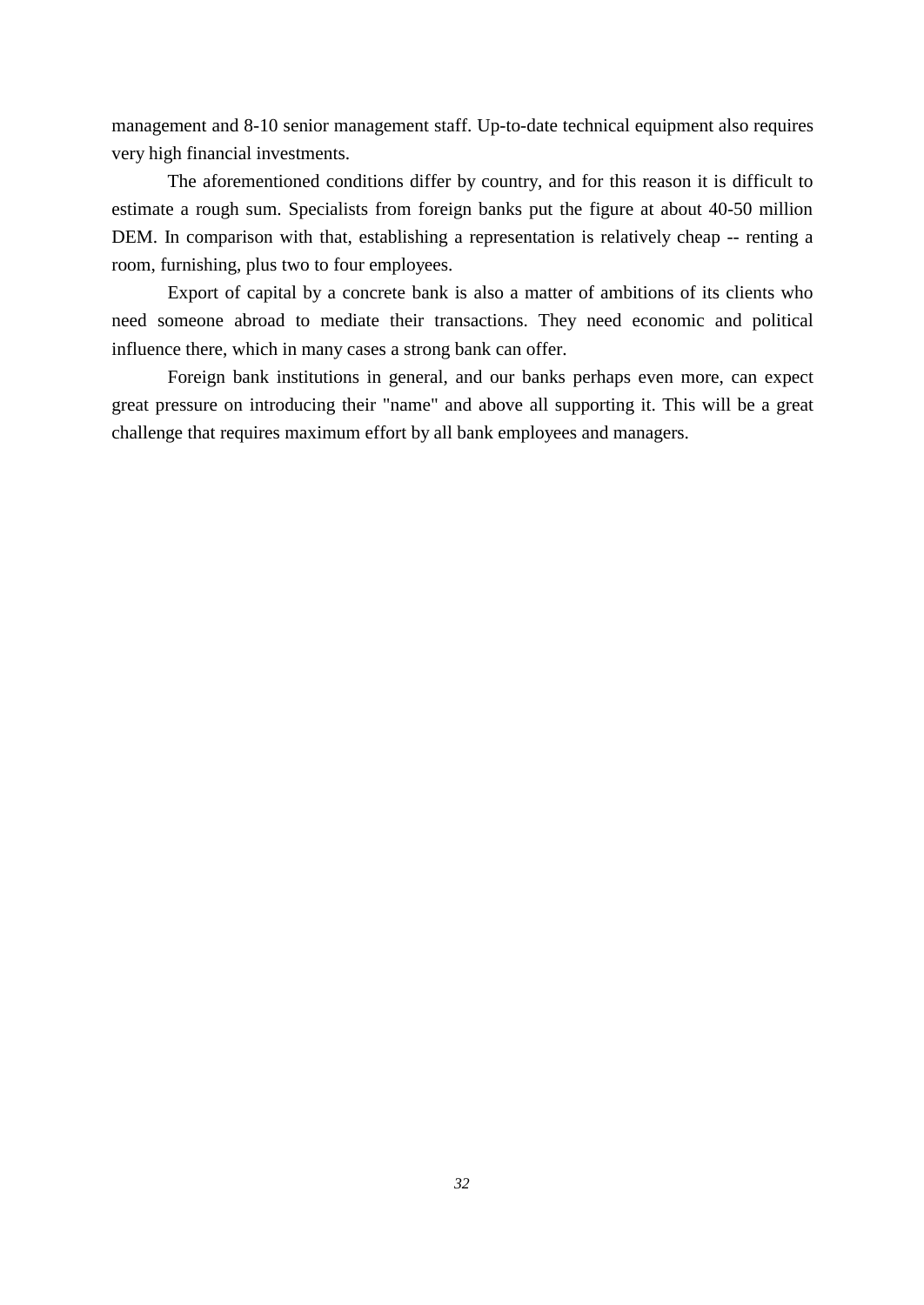management and 8-10 senior management staff. Up-to-date technical equipment also requires very high financial investments.

The aforementioned conditions differ by country, and for this reason it is difficult to estimate a rough sum. Specialists from foreign banks put the figure at about 40-50 million DEM. In comparison with that, establishing a representation is relatively cheap -- renting a room, furnishing, plus two to four employees.

Export of capital by a concrete bank is also a matter of ambitions of its clients who need someone abroad to mediate their transactions. They need economic and political influence there, which in many cases a strong bank can offer.

Foreign bank institutions in general, and our banks perhaps even more, can expect great pressure on introducing their "name" and above all supporting it. This will be a great challenge that requires maximum effort by all bank employees and managers.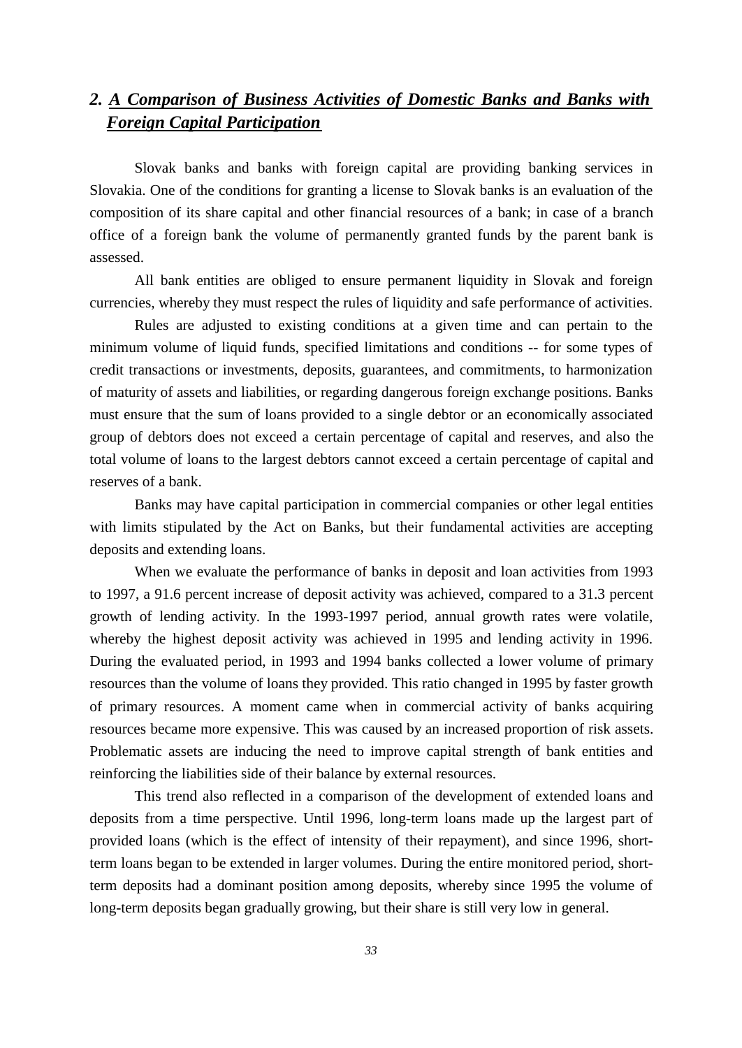## 2. *A Comparison of Business Activities of Domestic Banks and Banks with Foreign Capital Participation*

Slovak banks and banks with foreign capital are providing banking services in Slovakia. One of the conditions for granting a license to Slovak banks is an evaluation of the composition of its share capital and other financial resources of a bank; in case of a branch office of a foreign bank the volume of permanently granted funds by the parent bank is assessed.

All bank entities are obliged to ensure permanent liquidity in Slovak and foreign currencies, whereby they must respect the rules of liquidity and safe performance of activities.

Rules are adjusted to existing conditions at a given time and can pertain to the minimum volume of liquid funds, specified limitations and conditions -- for some types of credit transactions or investments, deposits, guarantees, and commitments, to harmonization of maturity of assets and liabilities, or regarding dangerous foreign exchange positions. Banks must ensure that the sum of loans provided to a single debtor or an economically associated group of debtors does not exceed a certain percentage of capital and reserves, and also the total volume of loans to the largest debtors cannot exceed a certain percentage of capital and reserves of a bank.

Banks may have capital participation in commercial companies or other legal entities with limits stipulated by the Act on Banks, but their fundamental activities are accepting deposits and extending loans.

When we evaluate the performance of banks in deposit and loan activities from 1993 to 1997, a 91.6 percent increase of deposit activity was achieved, compared to a 31.3 percent growth of lending activity. In the 1993-1997 period, annual growth rates were volatile, whereby the highest deposit activity was achieved in 1995 and lending activity in 1996. During the evaluated period, in 1993 and 1994 banks collected a lower volume of primary resources than the volume of loans they provided. This ratio changed in 1995 by faster growth of primary resources. A moment came when in commercial activity of banks acquiring resources became more expensive. This was caused by an increased proportion of risk assets. Problematic assets are inducing the need to improve capital strength of bank entities and reinforcing the liabilities side of their balance by external resources.

This trend also reflected in a comparison of the development of extended loans and deposits from a time perspective. Until 1996, long-term loans made up the largest part of provided loans (which is the effect of intensity of their repayment), and since 1996, short-term loans began to be extended in larger volumes. During the entire monitored period, short-term deposits had a dominant position among deposits, whereby since 1995 the volume of long-term deposits began gradually growing, but their share is still very low in general.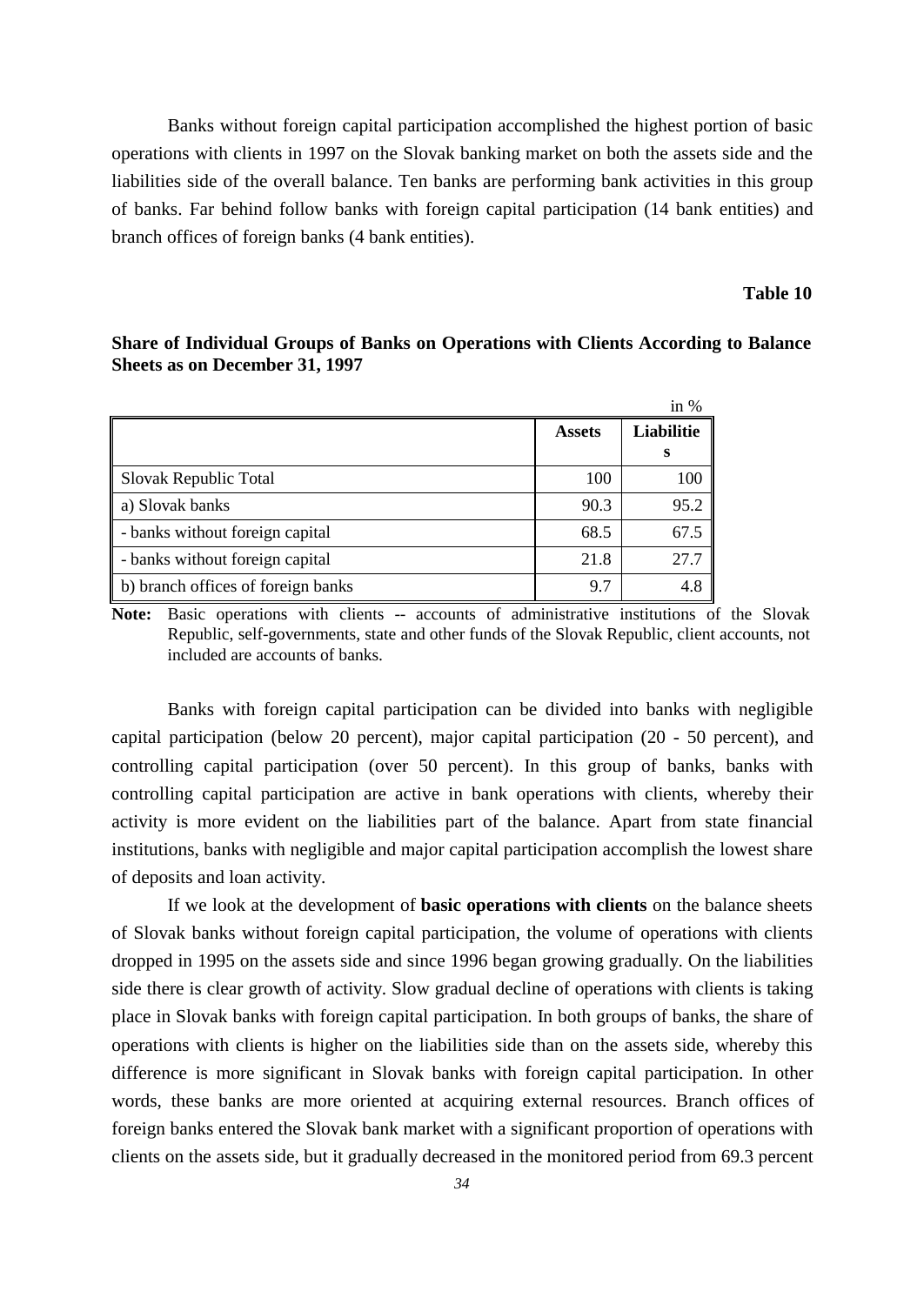Banks without foreign capital participation accomplished the highest portion of basic operations with clients in 1997 on the Slovak banking market on both the assets side and the liabilities side of the overall balance. Ten banks are performing bank activities in this group of banks. Far behind follow banks with foreign capital participation (14 bank entities) and branch offices of foreign banks (4 bank entities).

**Table 10**

**Share of Individual Groups of Banks on Operations with Clients According to Balance Sheets as on December 31, 1997**

in %

| | Assets | Liabilities |
|---|---|---|
| Slovak Republic Total | 100 | 100 |
| a) Slovak banks | 90.3 | 95.2 |
| - banks without foreign capital | 68.5 | 67.5 |
| - banks without foreign capital | 21.8 | 27.7 |
| b) branch offices of foreign banks | 9.7 | 4.8 |

**Note:** Basic operations with clients -- accounts of administrative institutions of the Slovak Republic, self-governments, state and other funds of the Slovak Republic, client accounts, not included are accounts of banks.

Banks with foreign capital participation can be divided into banks with negligible capital participation (below 20 percent), major capital participation (20 - 50 percent), and controlling capital participation (over 50 percent). In this group of banks, banks with controlling capital participation are active in bank operations with clients, whereby their activity is more evident on the liabilities part of the balance. Apart from state financial institutions, banks with negligible and major capital participation accomplish the lowest share of deposits and loan activity.

If we look at the development of **basic operations with clients** on the balance sheets of Slovak banks without foreign capital participation, the volume of operations with clients dropped in 1995 on the assets side and since 1996 began growing gradually. On the liabilities side there is clear growth of activity. Slow gradual decline of operations with clients is taking place in Slovak banks with foreign capital participation. In both groups of banks, the share of operations with clients is higher on the liabilities side than on the assets side, whereby this difference is more significant in Slovak banks with foreign capital participation. In other words, these banks are more oriented at acquiring external resources. Branch offices of foreign banks entered the Slovak bank market with a significant proportion of operations with clients on the assets side, but it gradually decreased in the monitored period from 69.3 percent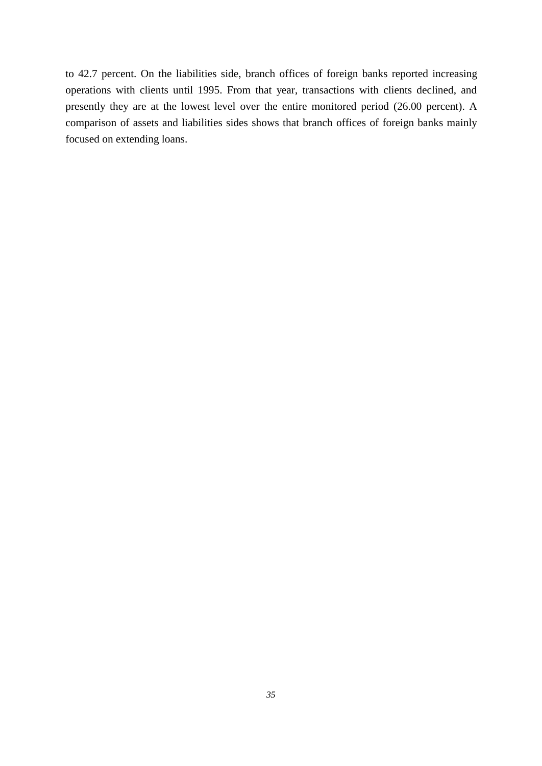to 42.7 percent. On the liabilities side, branch offices of foreign banks reported increasing operations with clients until 1995. From that year, transactions with clients declined, and presently they are at the lowest level over the entire monitored period (26.00 percent). A comparison of assets and liabilities sides shows that branch offices of foreign banks mainly focused on extending loans.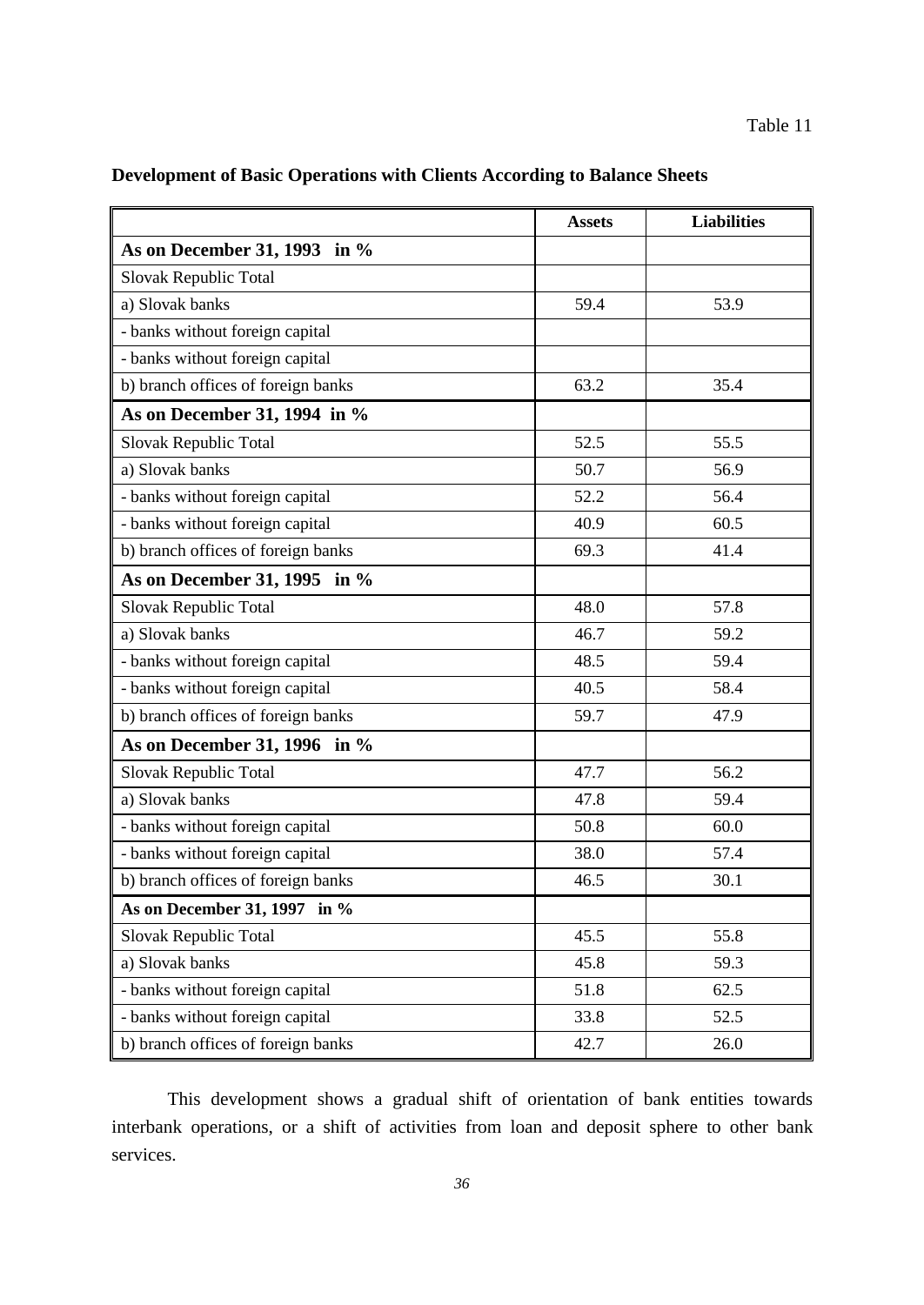Table 11

**Development of Basic Operations with Clients According to Balance Sheets**

| | Assets | Liabilities |
|---|---|---|
| **As on December 31, 1993 in %** | | |
| Slovak Republic Total | | |
| a) Slovak banks | 59.4 | 53.9 |
| - banks without foreign capital | | |
| - banks without foreign capital | | |
| b) branch offices of foreign banks | 63.2 | 35.4 |
| **As on December 31, 1994 in %** | | |
| Slovak Republic Total | 52.5 | 55.5 |
| a) Slovak banks | 50.7 | 56.9 |
| - banks without foreign capital | 52.2 | 56.4 |
| - banks without foreign capital | 40.9 | 60.5 |
| b) branch offices of foreign banks | 69.3 | 41.4 |
| **As on December 31, 1995 in %** | | |
| Slovak Republic Total | 48.0 | 57.8 |
| a) Slovak banks | 46.7 | 59.2 |
| - banks without foreign capital | 48.5 | 59.4 |
| - banks without foreign capital | 40.5 | 58.4 |
| b) branch offices of foreign banks | 59.7 | 47.9 |
| **As on December 31, 1996 in %** | | |
| Slovak Republic Total | 47.7 | 56.2 |
| a) Slovak banks | 47.8 | 59.4 |
| - banks without foreign capital | 50.8 | 60.0 |
| - banks without foreign capital | 38.0 | 57.4 |
| b) branch offices of foreign banks | 46.5 | 30.1 |
| **As on December 31, 1997 in %** | | |
| Slovak Republic Total | 45.5 | 55.8 |
| a) Slovak banks | 45.8 | 59.3 |
| - banks without foreign capital | 51.8 | 62.5 |
| - banks without foreign capital | 33.8 | 52.5 |
| b) branch offices of foreign banks | 42.7 | 26.0 |

This development shows a gradual shift of orientation of bank entities towards interbank operations, or a shift of activities from loan and deposit sphere to other bank services.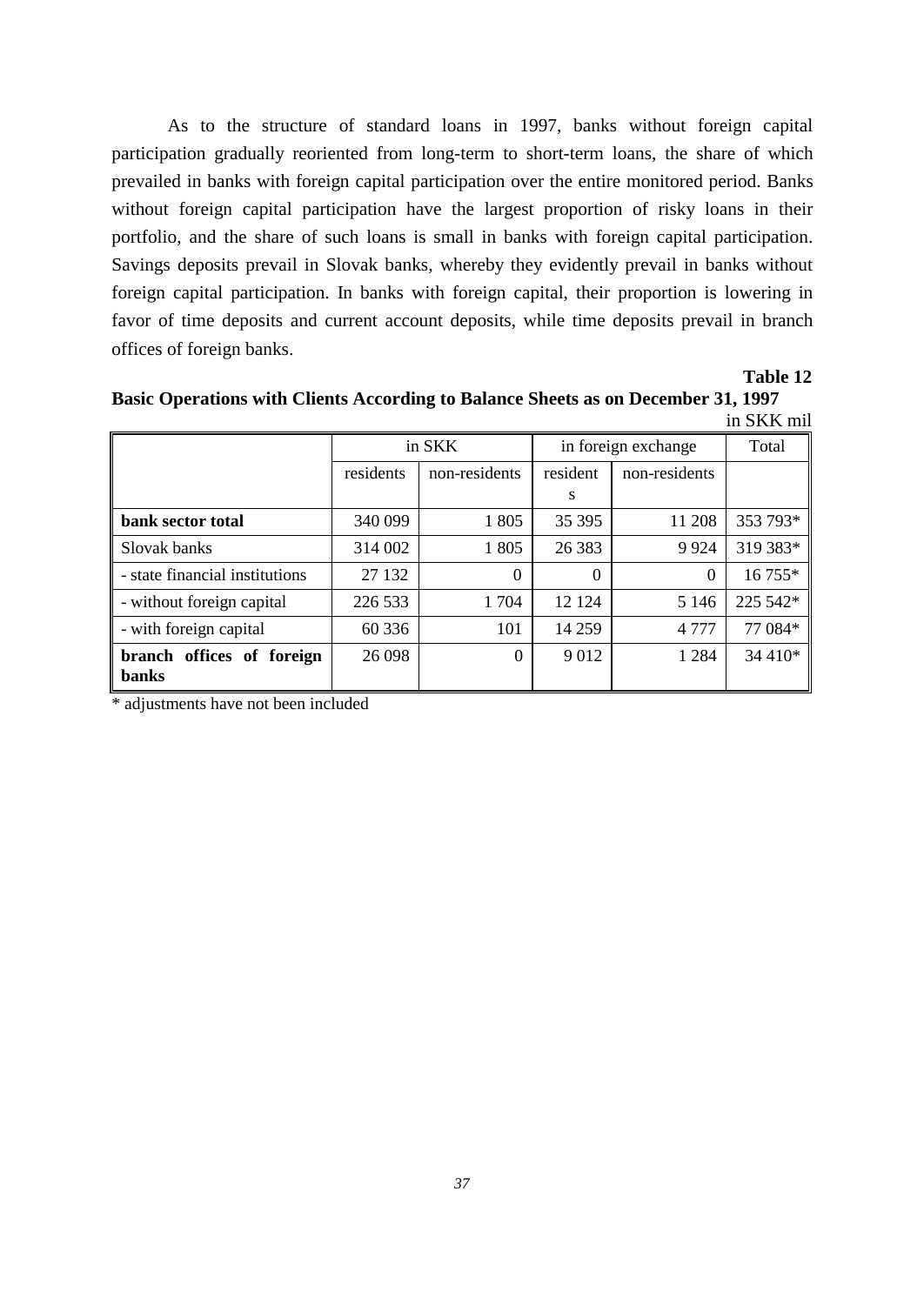As to the structure of standard loans in 1997, banks without foreign capital participation gradually reoriented from long-term to short-term loans, the share of which prevailed in banks with foreign capital participation over the entire monitored period. Banks without foreign capital participation have the largest proportion of risky loans in their portfolio, and the share of such loans is small in banks with foreign capital participation. Savings deposits prevail in Slovak banks, whereby they evidently prevail in banks without foreign capital participation. In banks with foreign capital, their proportion is lowering in favor of time deposits and current account deposits, while time deposits prevail in branch offices of foreign banks.

**Table 12**

**Basic Operations with Clients According to Balance Sheets as on December 31, 1997**

in SKK mil

| | in SKK | | in foreign exchange | | Total |
|---|---|---|---|---|---|
| | residents | non-residents | residents | non-residents | |
| **bank sector total** | 340 099 | 1 805 | 35 395 | 11 208 | 353 793* |
| Slovak banks | 314 002 | 1 805 | 26 383 | 9 924 | 319 383* |
| - state financial institutions | 27 132 | 0 | 0 | 0 | 16 755* |
| - without foreign capital | 226 533 | 1 704 | 12 124 | 5 146 | 225 542* |
| - with foreign capital | 60 336 | 101 | 14 259 | 4 777 | 77 084* |
| **branch offices of foreign banks** | 26 098 | 0 | 9 012 | 1 284 | 34 410* |

* adjustments have not been included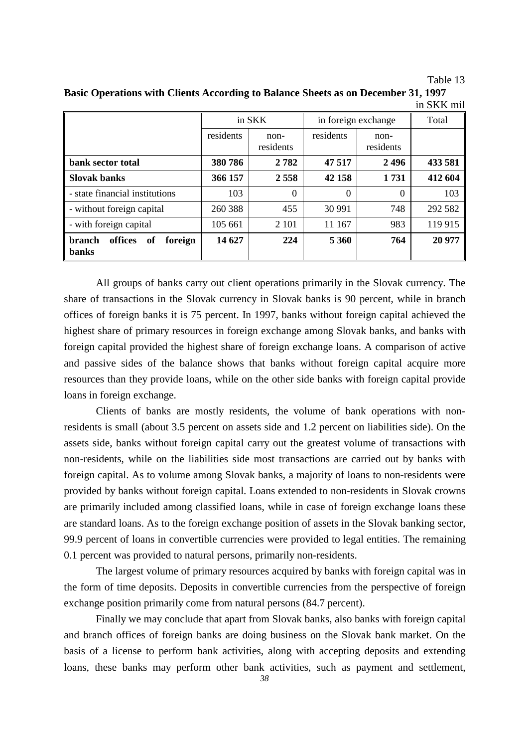Table 13

**Basic Operations with Clients According to Balance Sheets as on December 31, 1997**

in SKK mil

| | in SKK | | in foreign exchange | | Total |
|---|---|---|---|---|---|
| | residents | non-residents | residents | non-residents | |
| **bank sector total** | **380 786** | **2 782** | **47 517** | **2 496** | **433 581** |
| **Slovak banks** | **366 157** | **2 558** | **42 158** | **1 731** | **412 604** |
| - state financial institutions | 103 | 0 | 0 | 0 | 103 |
| - without foreign capital | 260 388 | 455 | 30 991 | 748 | 292 582 |
| - with foreign capital | 105 661 | 2 101 | 11 167 | 983 | 119 915 |
| **branch offices of foreign banks** | **14 627** | **224** | **5 360** | **764** | **20 977** |

All groups of banks carry out client operations primarily in the Slovak currency. The share of transactions in the Slovak currency in Slovak banks is 90 percent, while in branch offices of foreign banks it is 75 percent. In 1997, banks without foreign capital achieved the highest share of primary resources in foreign exchange among Slovak banks, and banks with foreign capital provided the highest share of foreign exchange loans. A comparison of active and passive sides of the balance shows that banks without foreign capital acquire more resources than they provide loans, while on the other side banks with foreign capital provide loans in foreign exchange.

Clients of banks are mostly residents, the volume of bank operations with non-residents is small (about 3.5 percent on assets side and 1.2 percent on liabilities side). On the assets side, banks without foreign capital carry out the greatest volume of transactions with non-residents, while on the liabilities side most transactions are carried out by banks with foreign capital. As to volume among Slovak banks, a majority of loans to non-residents were provided by banks without foreign capital. Loans extended to non-residents in Slovak crowns are primarily included among classified loans, while in case of foreign exchange loans these are standard loans. As to the foreign exchange position of assets in the Slovak banking sector, 99.9 percent of loans in convertible currencies were provided to legal entities. The remaining 0.1 percent was provided to natural persons, primarily non-residents.

The largest volume of primary resources acquired by banks with foreign capital was in the form of time deposits. Deposits in convertible currencies from the perspective of foreign exchange position primarily come from natural persons (84.7 percent).

Finally we may conclude that apart from Slovak banks, also banks with foreign capital and branch offices of foreign banks are doing business on the Slovak bank market. On the basis of a license to perform bank activities, along with accepting deposits and extending loans, these banks may perform other bank activities, such as payment and settlement,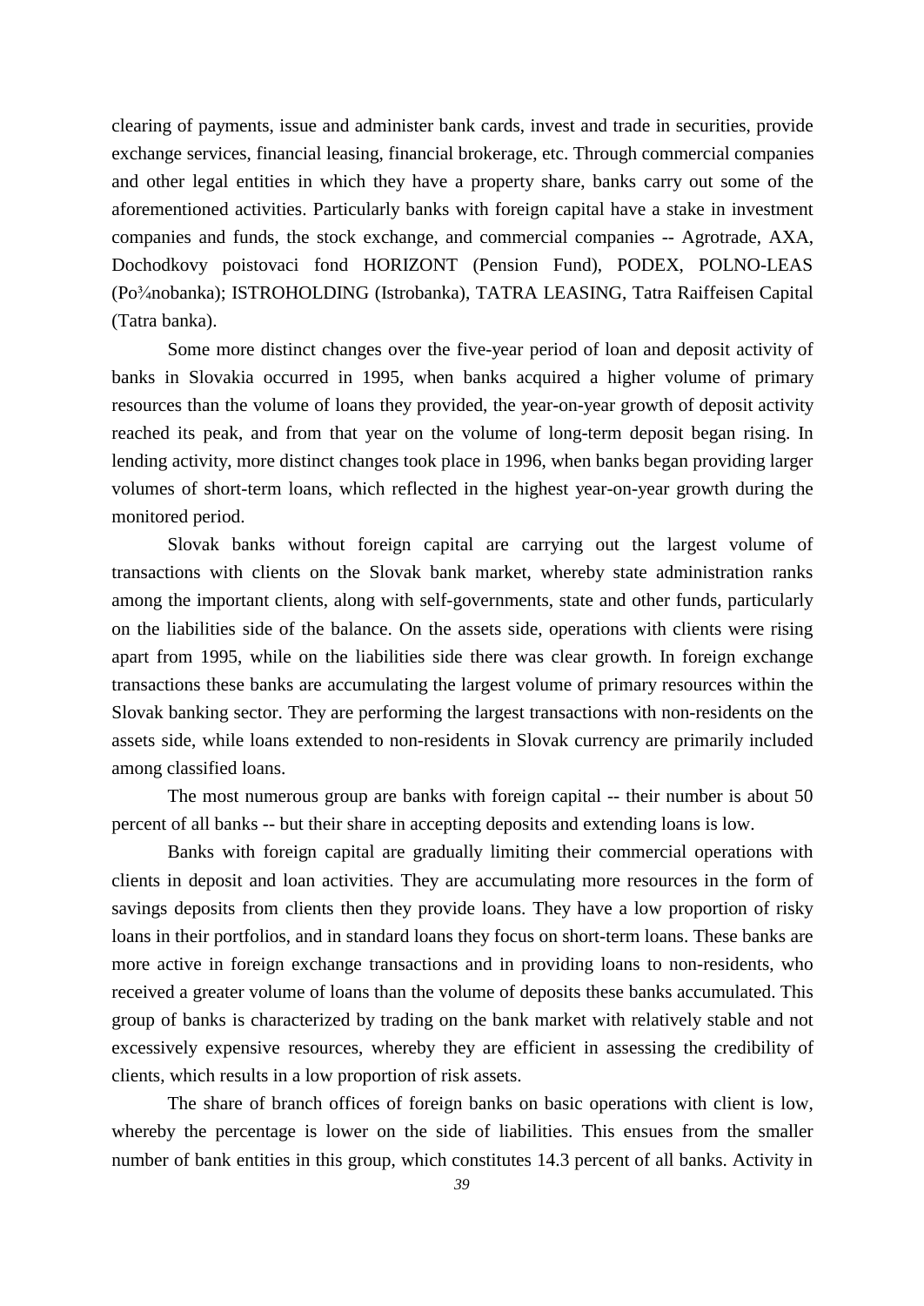clearing of payments, issue and administer bank cards, invest and trade in securities, provide exchange services, financial leasing, financial brokerage, etc. Through commercial companies and other legal entities in which they have a property share, banks carry out some of the aforementioned activities. Particularly banks with foreign capital have a stake in investment companies and funds, the stock exchange, and commercial companies -- Agrotrade, AXA, Dochodkovy poistovaci fond HORIZONT (Pension Fund), PODEX, POLNO-LEAS (Po¾nobanka); ISTROHOLDING (Istrobanka), TATRA LEASING, Tatra Raiffeisen Capital (Tatra banka).

Some more distinct changes over the five-year period of loan and deposit activity of banks in Slovakia occurred in 1995, when banks acquired a higher volume of primary resources than the volume of loans they provided, the year-on-year growth of deposit activity reached its peak, and from that year on the volume of long-term deposit began rising. In lending activity, more distinct changes took place in 1996, when banks began providing larger volumes of short-term loans, which reflected in the highest year-on-year growth during the monitored period.

Slovak banks without foreign capital are carrying out the largest volume of transactions with clients on the Slovak bank market, whereby state administration ranks among the important clients, along with self-governments, state and other funds, particularly on the liabilities side of the balance. On the assets side, operations with clients were rising apart from 1995, while on the liabilities side there was clear growth. In foreign exchange transactions these banks are accumulating the largest volume of primary resources within the Slovak banking sector. They are performing the largest transactions with non-residents on the assets side, while loans extended to non-residents in Slovak currency are primarily included among classified loans.

The most numerous group are banks with foreign capital -- their number is about 50 percent of all banks -- but their share in accepting deposits and extending loans is low.

Banks with foreign capital are gradually limiting their commercial operations with clients in deposit and loan activities. They are accumulating more resources in the form of savings deposits from clients then they provide loans. They have a low proportion of risky loans in their portfolios, and in standard loans they focus on short-term loans. These banks are more active in foreign exchange transactions and in providing loans to non-residents, who received a greater volume of loans than the volume of deposits these banks accumulated. This group of banks is characterized by trading on the bank market with relatively stable and not excessively expensive resources, whereby they are efficient in assessing the credibility of clients, which results in a low proportion of risk assets.

The share of branch offices of foreign banks on basic operations with client is low, whereby the percentage is lower on the side of liabilities. This ensues from the smaller number of bank entities in this group, which constitutes 14.3 percent of all banks. Activity in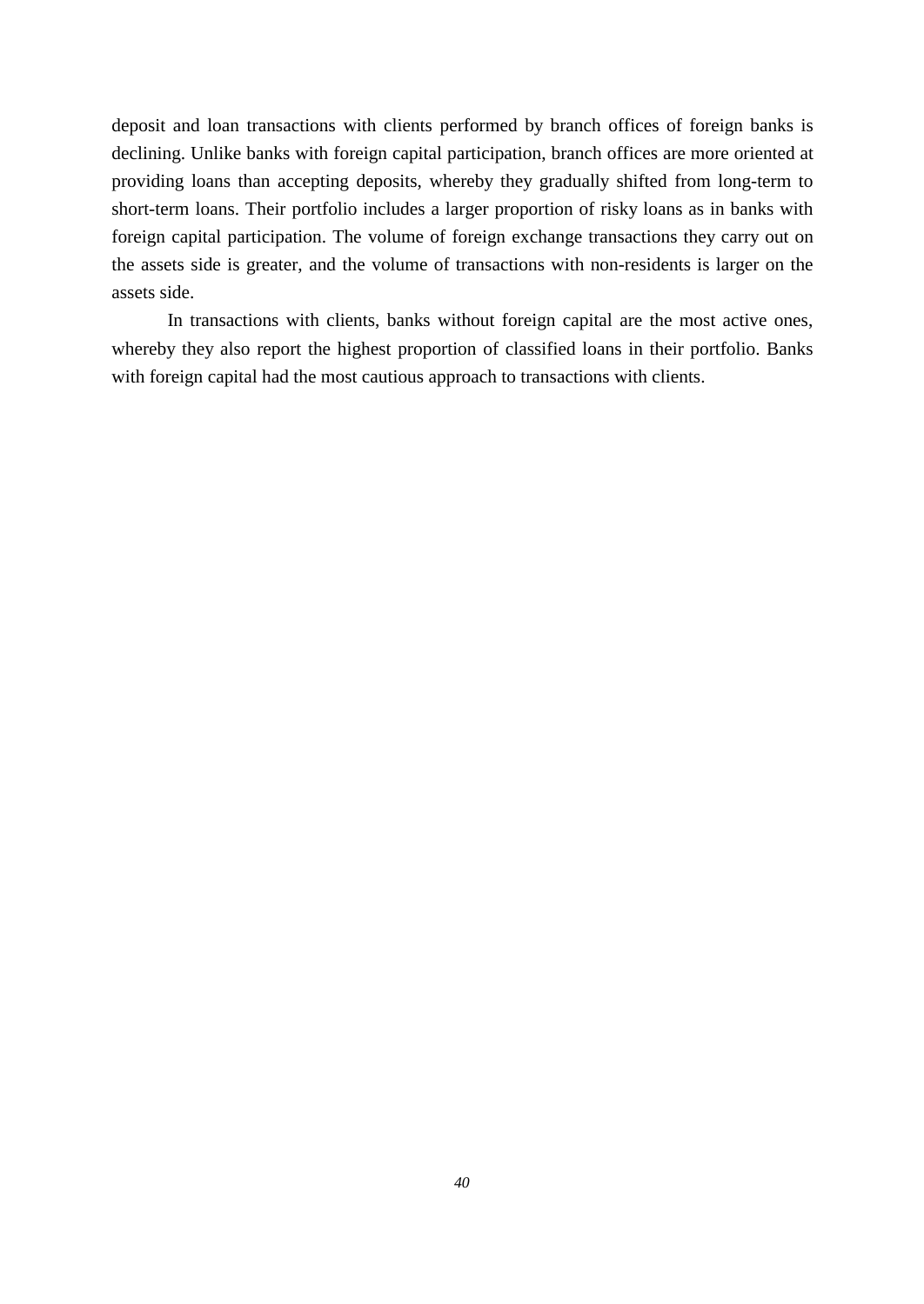deposit and loan transactions with clients performed by branch offices of foreign banks is declining. Unlike banks with foreign capital participation, branch offices are more oriented at providing loans than accepting deposits, whereby they gradually shifted from long-term to short-term loans. Their portfolio includes a larger proportion of risky loans as in banks with foreign capital participation. The volume of foreign exchange transactions they carry out on the assets side is greater, and the volume of transactions with non-residents is larger on the assets side.

In transactions with clients, banks without foreign capital are the most active ones, whereby they also report the highest proportion of classified loans in their portfolio. Banks with foreign capital had the most cautious approach to transactions with clients.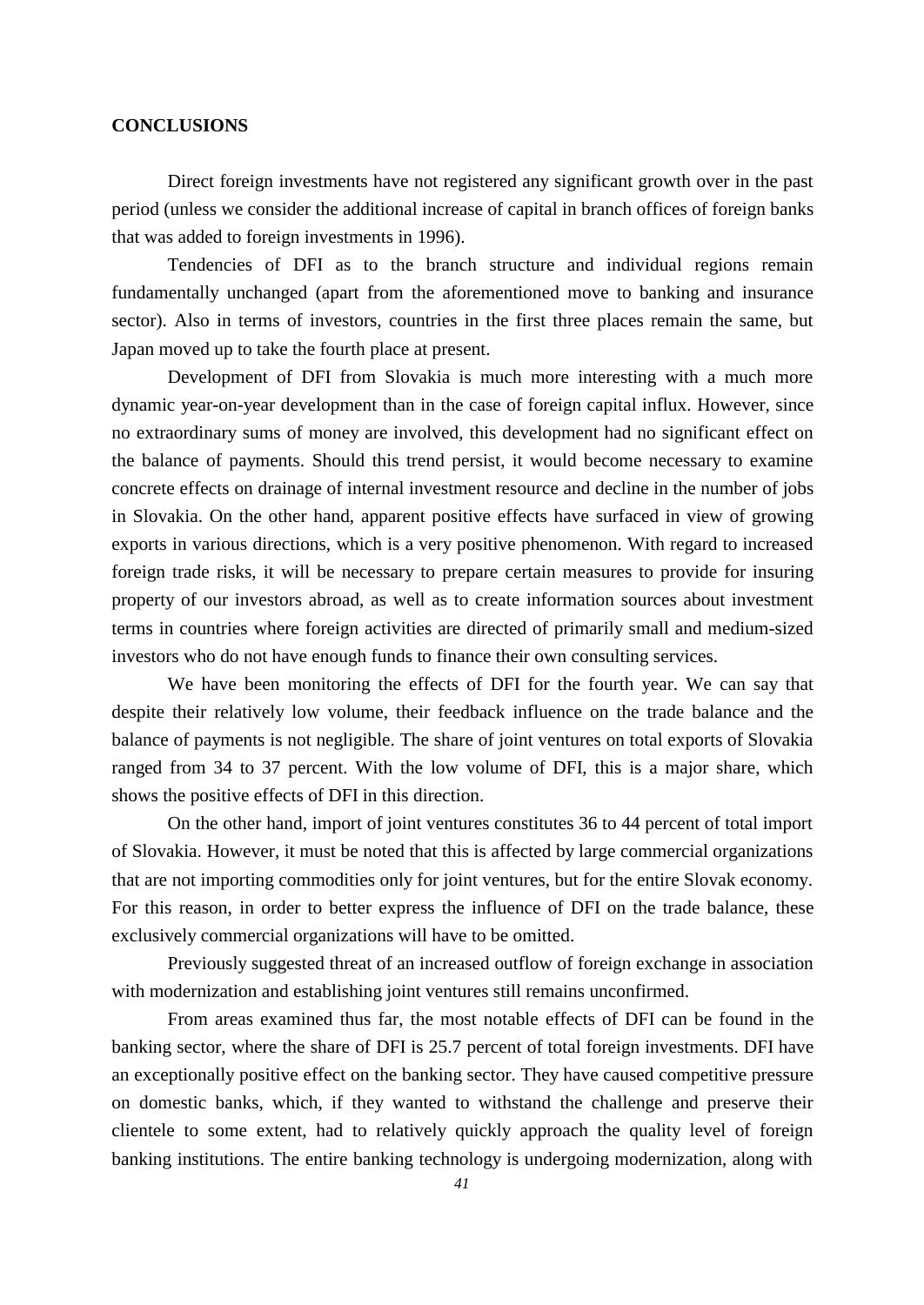# CONCLUSIONS

Direct foreign investments have not registered any significant growth over in the past period (unless we consider the additional increase of capital in branch offices of foreign banks that was added to foreign investments in 1996).

Tendencies of DFI as to the branch structure and individual regions remain fundamentally unchanged (apart from the aforementioned move to banking and insurance sector). Also in terms of investors, countries in the first three places remain the same, but Japan moved up to take the fourth place at present.

Development of DFI from Slovakia is much more interesting with a much more dynamic year-on-year development than in the case of foreign capital influx. However, since no extraordinary sums of money are involved, this development had no significant effect on the balance of payments. Should this trend persist, it would become necessary to examine concrete effects on drainage of internal investment resource and decline in the number of jobs in Slovakia. On the other hand, apparent positive effects have surfaced in view of growing exports in various directions, which is a very positive phenomenon. With regard to increased foreign trade risks, it will be necessary to prepare certain measures to provide for insuring property of our investors abroad, as well as to create information sources about investment terms in countries where foreign activities are directed of primarily small and medium-sized investors who do not have enough funds to finance their own consulting services.

We have been monitoring the effects of DFI for the fourth year. We can say that despite their relatively low volume, their feedback influence on the trade balance and the balance of payments is not negligible. The share of joint ventures on total exports of Slovakia ranged from 34 to 37 percent. With the low volume of DFI, this is a major share, which shows the positive effects of DFI in this direction.

On the other hand, import of joint ventures constitutes 36 to 44 percent of total import of Slovakia. However, it must be noted that this is affected by large commercial organizations that are not importing commodities only for joint ventures, but for the entire Slovak economy. For this reason, in order to better express the influence of DFI on the trade balance, these exclusively commercial organizations will have to be omitted.

Previously suggested threat of an increased outflow of foreign exchange in association with modernization and establishing joint ventures still remains unconfirmed.

From areas examined thus far, the most notable effects of DFI can be found in the banking sector, where the share of DFI is 25.7 percent of total foreign investments. DFI have an exceptionally positive effect on the banking sector. They have caused competitive pressure on domestic banks, which, if they wanted to withstand the challenge and preserve their clientele to some extent, had to relatively quickly approach the quality level of foreign banking institutions. The entire banking technology is undergoing modernization, along with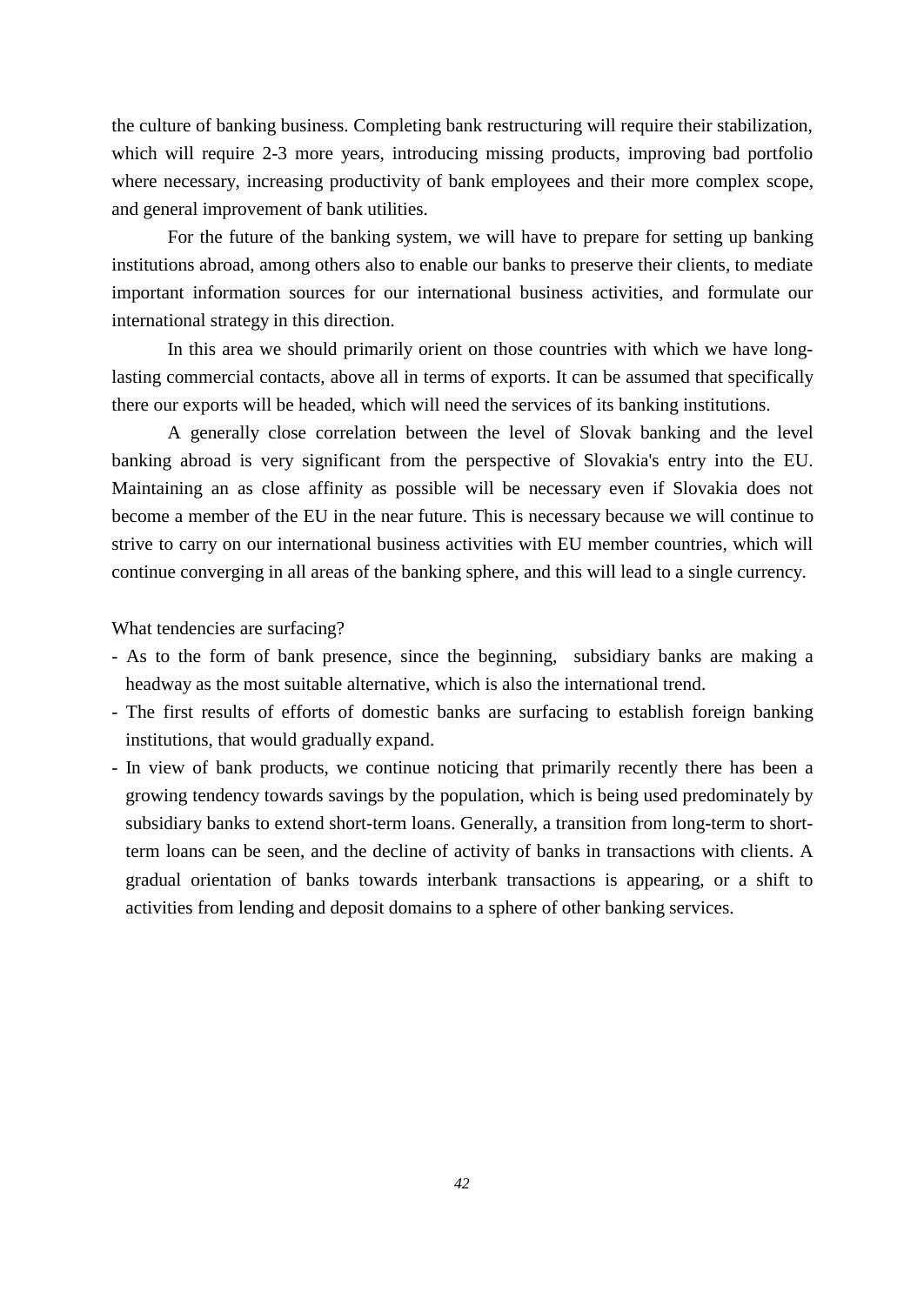the culture of banking business. Completing bank restructuring will require their stabilization, which will require 2-3 more years, introducing missing products, improving bad portfolio where necessary, increasing productivity of bank employees and their more complex scope, and general improvement of bank utilities.

For the future of the banking system, we will have to prepare for setting up banking institutions abroad, among others also to enable our banks to preserve their clients, to mediate important information sources for our international business activities, and formulate our international strategy in this direction.

In this area we should primarily orient on those countries with which we have long-lasting commercial contacts, above all in terms of exports. It can be assumed that specifically there our exports will be headed, which will need the services of its banking institutions.

A generally close correlation between the level of Slovak banking and the level banking abroad is very significant from the perspective of Slovakia's entry into the EU. Maintaining an as close affinity as possible will be necessary even if Slovakia does not become a member of the EU in the near future. This is necessary because we will continue to strive to carry on our international business activities with EU member countries, which will continue converging in all areas of the banking sphere, and this will lead to a single currency.

What tendencies are surfacing?

- As to the form of bank presence, since the beginning, subsidiary banks are making a headway as the most suitable alternative, which is also the international trend.
- The first results of efforts of domestic banks are surfacing to establish foreign banking institutions, that would gradually expand.
- In view of bank products, we continue noticing that primarily recently there has been a growing tendency towards savings by the population, which is being used predominately by subsidiary banks to extend short-term loans. Generally, a transition from long-term to short-term loans can be seen, and the decline of activity of banks in transactions with clients. A gradual orientation of banks towards interbank transactions is appearing, or a shift to activities from lending and deposit domains to a sphere of other banking services.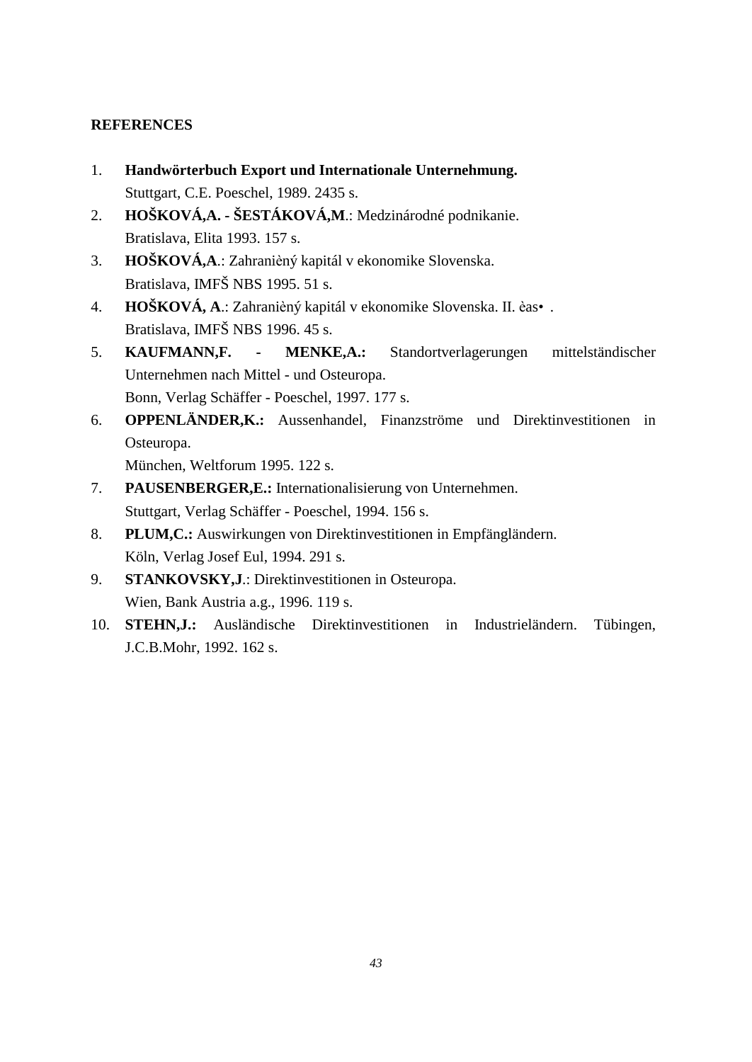**REFERENCES**

1. **Handwörterbuch Export und Internationale Unternehmung.**
   Stuttgart, C.E. Poeschel, 1989. 2435 s.
2. **HOŠKOVÁ,A. - ŠESTÁKOVÁ,M**.: Medzinárodné podnikanie.
   Bratislava, Elita 1993. 157 s.
3. **HOŠKOVÁ,A**.: Zahranièný kapitál v ekonomike Slovenska.
   Bratislava, IMFŠ NBS 1995. 51 s.
4. **HOŠKOVÁ, A**.: Zahranièný kapitál v ekonomike Slovenska. II. èas• .
   Bratislava, IMFŠ NBS 1996. 45 s.
5. **KAUFMANN,F. - MENKE,A.:** Standortverlagerungen mittelständischer Unternehmen nach Mittel - und Osteuropa.
   Bonn, Verlag Schäffer - Poeschel, 1997. 177 s.
6. **OPPENLÄNDER,K.:** Aussenhandel, Finanzströme und Direktinvestitionen in Osteuropa.
   München, Weltforum 1995. 122 s.
7. **PAUSENBERGER,E.:** Internationalisierung von Unternehmen.
   Stuttgart, Verlag Schäffer - Poeschel, 1994. 156 s.
8. **PLUM,C.:** Auswirkungen von Direktinvestitionen in Empfängländern.
   Köln, Verlag Josef Eul, 1994. 291 s.
9. **STANKOVSKY,J**.: Direktinvestitionen in Osteuropa.
   Wien, Bank Austria a.g., 1996. 119 s.
10. **STEHN,J.:** Ausländische Direktinvestitionen in Industrieländern. Tübingen, J.C.B.Mohr, 1992. 162 s.